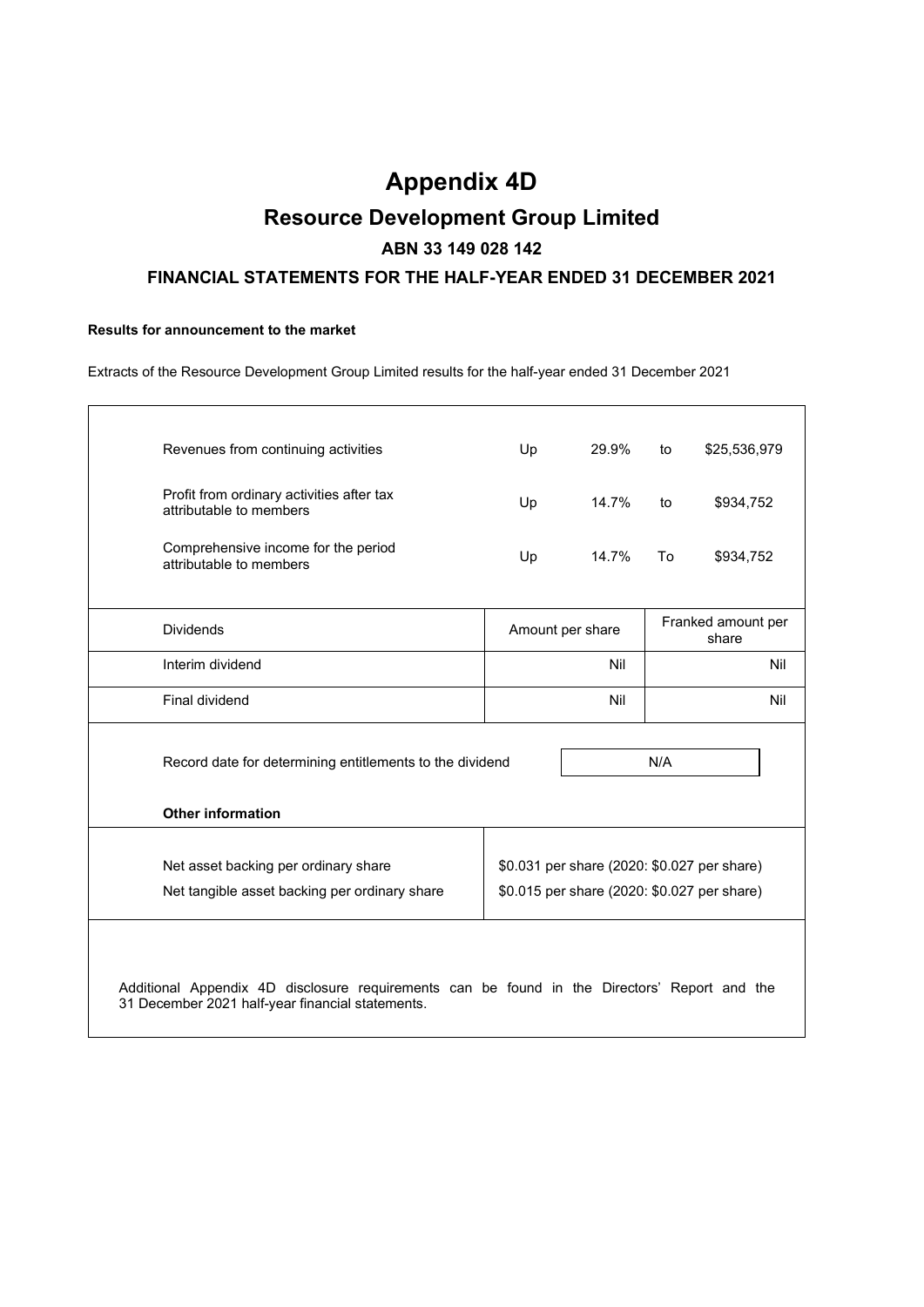# Appendix 4D

## Resource Development Group Limited

### ABN 33 149 028 142

### FINANCIAL STATEMENTS FOR THE HALF-YEAR ENDED 31 DECEMBER 2021

**Results for announcement to the market**

Extracts of the Resource Development Group Limited results for the half-year ended 31 December 2021

| | | | | |
|---|---|---|---|---|
| Revenues from continuing activities | Up | 29.9% | to | $25,536,979 |
| Profit from ordinary activities after tax attributable to members | Up | 14.7% | to | $934,752 |
| Comprehensive income for the period attributable to members | Up | 14.7% | To | $934,752 |

| Dividends | Amount per share | Franked amount per share |
|---|---|---|
| Interim dividend | Nil | Nil |
| Final dividend | Nil | Nil |

Record date for determining entitlements to the dividend: N/A

**Other information**

| | |
|---|---|
| Net asset backing per ordinary share | $0.031 per share (2020: $0.027 per share) |
| Net tangible asset backing per ordinary share | $0.015 per share (2020: $0.027 per share) |

Additional Appendix 4D disclosure requirements can be found in the Directors' Report and the 31 December 2021 half-year financial statements.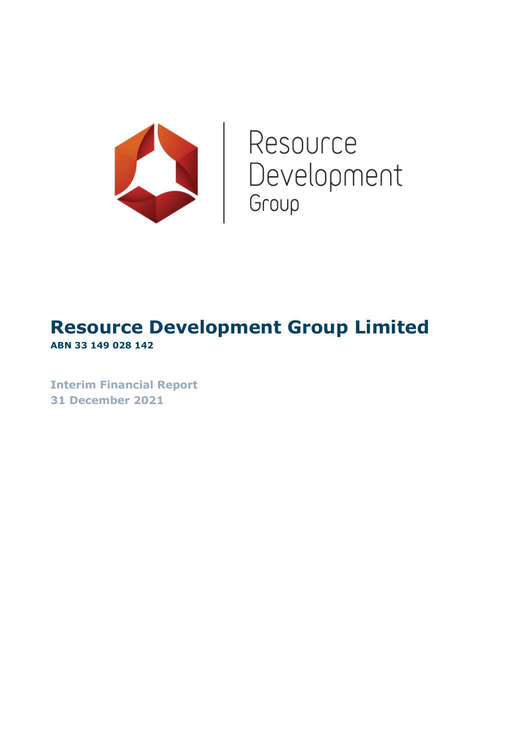Resource Development Group

# Resource Development Group Limited

**ABN 33 149 028 142**

**Interim Financial Report**
**31 December 2021**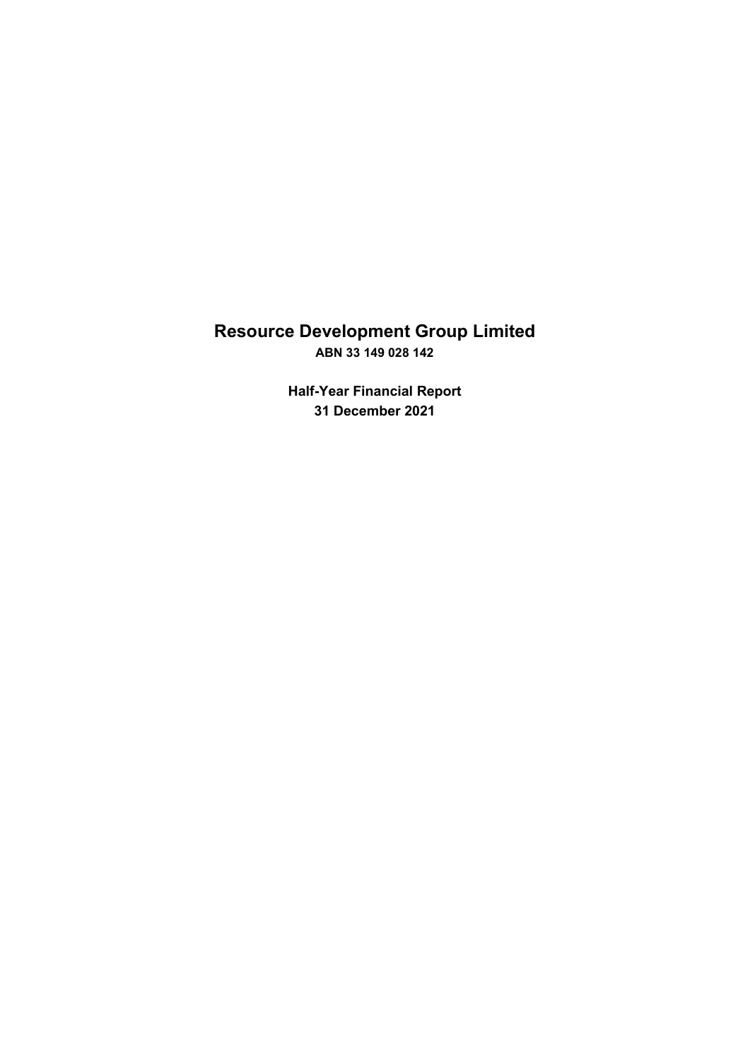# Resource Development Group Limited

**ABN 33 149 028 142**

**Half-Year Financial Report**
**31 December 2021**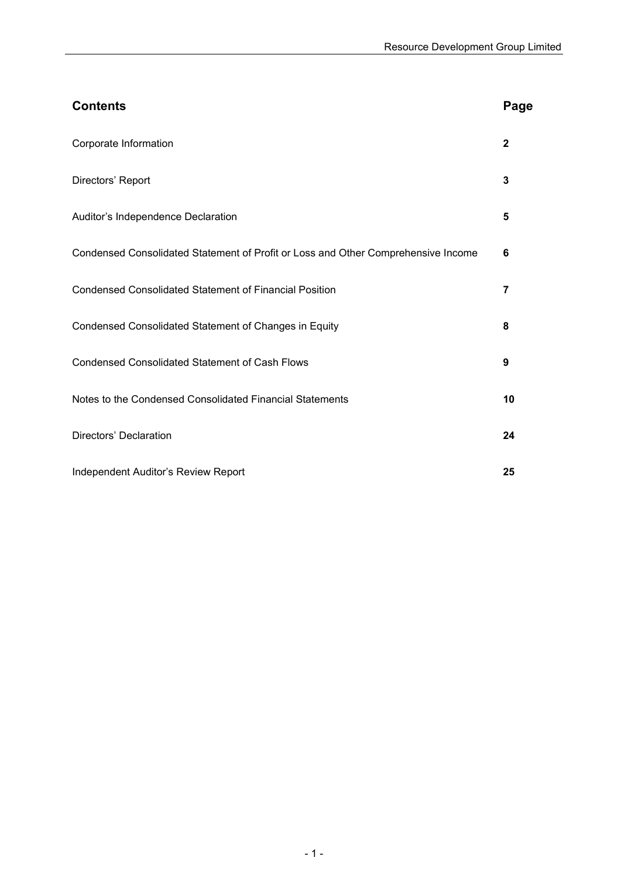| Contents | Page |
| --- | --- |
| Corporate Information | **2** |
| Directors' Report | **3** |
| Auditor's Independence Declaration | **5** |
| Condensed Consolidated Statement of Profit or Loss and Other Comprehensive Income | **6** |
| Condensed Consolidated Statement of Financial Position | **7** |
| Condensed Consolidated Statement of Changes in Equity | **8** |
| Condensed Consolidated Statement of Cash Flows | **9** |
| Notes to the Condensed Consolidated Financial Statements | **10** |
| Directors' Declaration | **24** |
| Independent Auditor's Review Report | **25** |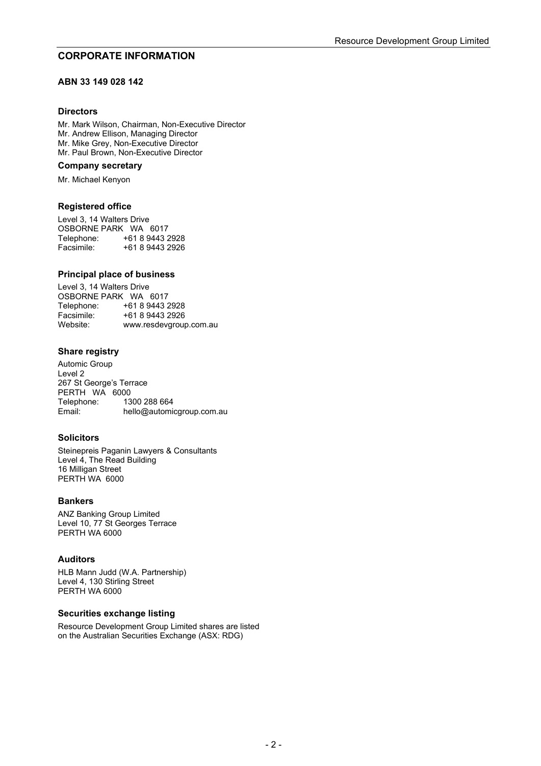# CORPORATE INFORMATION

### ABN 33 149 028 142

### Directors

Mr. Mark Wilson, Chairman, Non-Executive Director
Mr. Andrew Ellison, Managing Director
Mr. Mike Grey, Non-Executive Director
Mr. Paul Brown, Non-Executive Director

### Company secretary

Mr. Michael Kenyon

### Registered office

Level 3, 14 Walters Drive
OSBORNE PARK WA 6017
Telephone: +61 8 9443 2928
Facsimile: +61 8 9443 2926

### Principal place of business

Level 3, 14 Walters Drive
OSBORNE PARK WA 6017
Telephone: +61 8 9443 2928
Facsimile: +61 8 9443 2926
Website: www.resdevgroup.com.au

### Share registry

Automic Group
Level 2
267 St George's Terrace
PERTH WA 6000
Telephone: 1300 288 664
Email: hello@automicgroup.com.au

### Solicitors

Steinepreis Paganin Lawyers & Consultants
Level 4, The Read Building
16 Milligan Street
PERTH WA 6000

### Bankers

ANZ Banking Group Limited
Level 10, 77 St Georges Terrace
PERTH WA 6000

### Auditors

HLB Mann Judd (W.A. Partnership)
Level 4, 130 Stirling Street
PERTH WA 6000

### Securities exchange listing

Resource Development Group Limited shares are listed on the Australian Securities Exchange (ASX: RDG)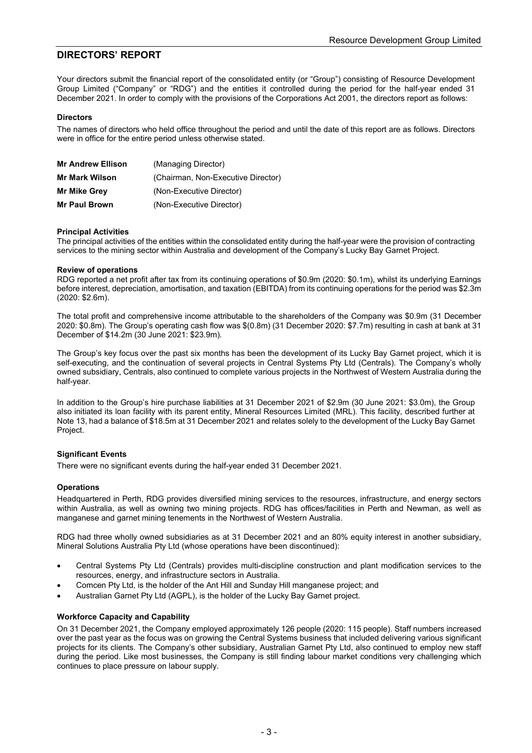## DIRECTORS' REPORT

Your directors submit the financial report of the consolidated entity (or "Group") consisting of Resource Development Group Limited ("Company" or "RDG") and the entities it controlled during the period for the half-year ended 31 December 2021. In order to comply with the provisions of the Corporations Act 2001, the directors report as follows:

### Directors

The names of directors who held office throughout the period and until the date of this report are as follows. Directors were in office for the entire period unless otherwise stated.

| | |
|---|---|
| **Mr Andrew Ellison** | (Managing Director) |
| **Mr Mark Wilson** | (Chairman, Non-Executive Director) |
| **Mr Mike Grey** | (Non-Executive Director) |
| **Mr Paul Brown** | (Non-Executive Director) |

### Principal Activities

The principal activities of the entities within the consolidated entity during the half-year were the provision of contracting services to the mining sector within Australia and development of the Company's Lucky Bay Garnet Project.

### Review of operations

RDG reported a net profit after tax from its continuing operations of $0.9m (2020: $0.1m), whilst its underlying Earnings before interest, depreciation, amortisation, and taxation (EBITDA) from its continuing operations for the period was $2.3m (2020: $2.6m).

The total profit and comprehensive income attributable to the shareholders of the Company was $0.9m (31 December 2020: $0.8m). The Group's operating cash flow was $(0.8m) (31 December 2020: $7.7m) resulting in cash at bank at 31 December of $14.2m (30 June 2021: $23.9m).

The Group's key focus over the past six months has been the development of its Lucky Bay Garnet project, which it is self-executing, and the continuation of several projects in Central Systems Pty Ltd (Centrals). The Company's wholly owned subsidiary, Centrals, also continued to complete various projects in the Northwest of Western Australia during the half-year.

In addition to the Group's hire purchase liabilities at 31 December 2021 of $2.9m (30 June 2021: $3.0m), the Group also initiated its loan facility with its parent entity, Mineral Resources Limited (MRL). This facility, described further at Note 13, had a balance of $18.5m at 31 December 2021 and relates solely to the development of the Lucky Bay Garnet Project.

### Significant Events

There were no significant events during the half-year ended 31 December 2021.

### Operations

Headquartered in Perth, RDG provides diversified mining services to the resources, infrastructure, and energy sectors within Australia, as well as owning two mining projects. RDG has offices/facilities in Perth and Newman, as well as manganese and garnet mining tenements in the Northwest of Western Australia.

RDG had three wholly owned subsidiaries as at 31 December 2021 and an 80% equity interest in another subsidiary, Mineral Solutions Australia Pty Ltd (whose operations have been discontinued):

- Central Systems Pty Ltd (Centrals) provides multi-discipline construction and plant modification services to the resources, energy, and infrastructure sectors in Australia.
- Comcen Pty Ltd, is the holder of the Ant Hill and Sunday Hill manganese project; and
- Australian Garnet Pty Ltd (AGPL), is the holder of the Lucky Bay Garnet project.

### Workforce Capacity and Capability

On 31 December 2021, the Company employed approximately 126 people (2020: 115 people). Staff numbers increased over the past year as the focus was on growing the Central Systems business that included delivering various significant projects for its clients. The Company's other subsidiary, Australian Garnet Pty Ltd, also continued to employ new staff during the period. Like most businesses, the Company is still finding labour market conditions very challenging which continues to place pressure on labour supply.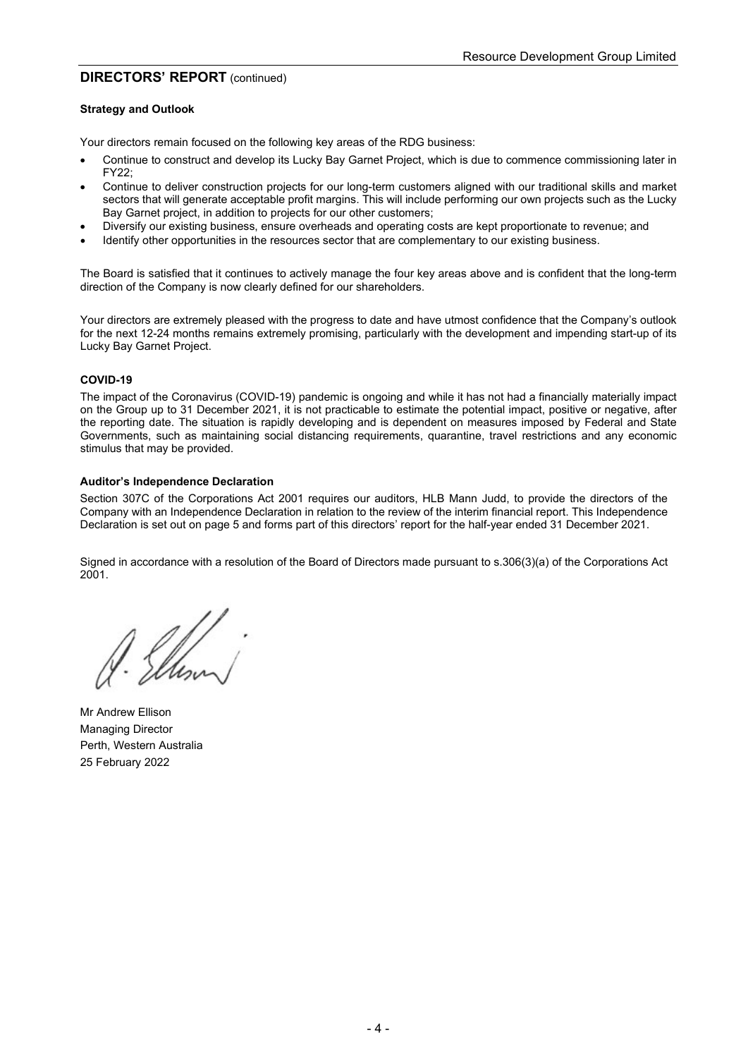## DIRECTORS' REPORT (continued)

### Strategy and Outlook

Your directors remain focused on the following key areas of the RDG business:

- Continue to construct and develop its Lucky Bay Garnet Project, which is due to commence commissioning later in FY22;
- Continue to deliver construction projects for our long-term customers aligned with our traditional skills and market sectors that will generate acceptable profit margins. This will include performing our own projects such as the Lucky Bay Garnet project, in addition to projects for our other customers;
- Diversify our existing business, ensure overheads and operating costs are kept proportionate to revenue; and
- Identify other opportunities in the resources sector that are complementary to our existing business.

The Board is satisfied that it continues to actively manage the four key areas above and is confident that the long-term direction of the Company is now clearly defined for our shareholders.

Your directors are extremely pleased with the progress to date and have utmost confidence that the Company's outlook for the next 12-24 months remains extremely promising, particularly with the development and impending start-up of its Lucky Bay Garnet Project.

### COVID-19

The impact of the Coronavirus (COVID-19) pandemic is ongoing and while it has not had a financially materially impact on the Group up to 31 December 2021, it is not practicable to estimate the potential impact, positive or negative, after the reporting date. The situation is rapidly developing and is dependent on measures imposed by Federal and State Governments, such as maintaining social distancing requirements, quarantine, travel restrictions and any economic stimulus that may be provided.

### Auditor's Independence Declaration

Section 307C of the Corporations Act 2001 requires our auditors, HLB Mann Judd, to provide the directors of the Company with an Independence Declaration in relation to the review of the interim financial report. This Independence Declaration is set out on page 5 and forms part of this directors' report for the half-year ended 31 December 2021.

Signed in accordance with a resolution of the Board of Directors made pursuant to s.306(3)(a) of the Corporations Act 2001.

Mr Andrew Ellison
Managing Director
Perth, Western Australia
25 February 2022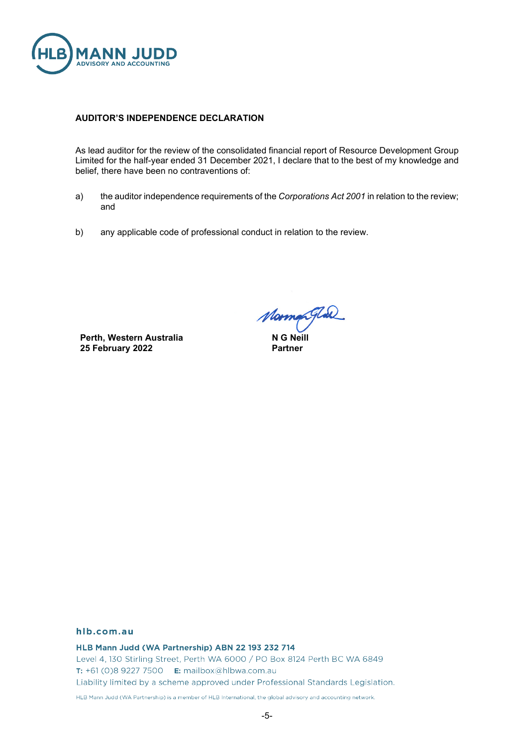**AUDITOR'S INDEPENDENCE DECLARATION**

As lead auditor for the review of the consolidated financial report of Resource Development Group Limited for the half-year ended 31 December 2021, I declare that to the best of my knowledge and belief, there have been no contraventions of:

a) the auditor independence requirements of the *Corporations Act 2001* in relation to the review; and

b) any applicable code of professional conduct in relation to the review.

**Perth, Western Australia**
**25 February 2022**

**N G Neill**
**Partner**

hlb.com.au

**HLB Mann Judd (WA Partnership) ABN 22 193 232 714**
Level 4, 130 Stirling Street, Perth WA 6000 / PO Box 8124 Perth BC WA 6849
**T:** +61 (0)8 9227 7500 **E:** mailbox@hlbwa.com.au
Liability limited by a scheme approved under Professional Standards Legislation.

HLB Mann Judd (WA Partnership) is a member of HLB International, the global advisory and accounting network.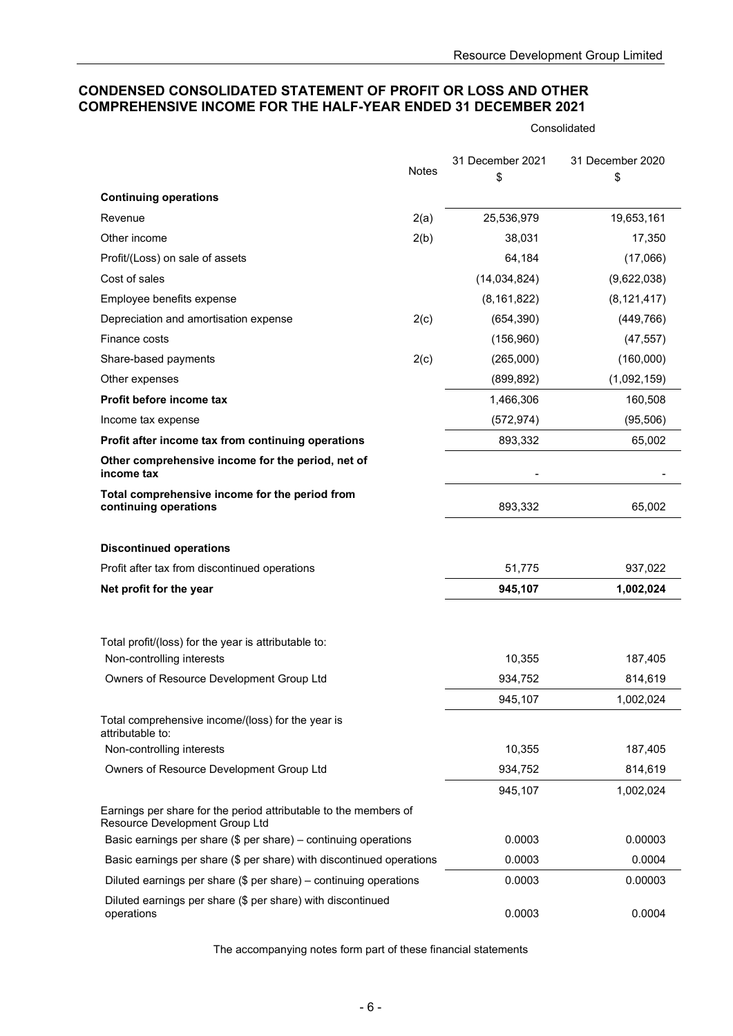## CONDENSED CONSOLIDATED STATEMENT OF PROFIT OR LOSS AND OTHER COMPREHENSIVE INCOME FOR THE HALF-YEAR ENDED 31 DECEMBER 2021

| | Notes | Consolidated 31 December 2021 $ | 31 December 2020 $ |
|---|---|---|---|
| **Continuing operations** | | | |
| Revenue | 2(a) | 25,536,979 | 19,653,161 |
| Other income | 2(b) | 38,031 | 17,350 |
| Profit/(Loss) on sale of assets | | 64,184 | (17,066) |
| Cost of sales | | (14,034,824) | (9,622,038) |
| Employee benefits expense | | (8,161,822) | (8,121,417) |
| Depreciation and amortisation expense | 2(c) | (654,390) | (449,766) |
| Finance costs | | (156,960) | (47,557) |
| Share-based payments | 2(c) | (265,000) | (160,000) |
| Other expenses | | (899,892) | (1,092,159) |
| **Profit before income tax** | | 1,466,306 | 160,508 |
| Income tax expense | | (572,974) | (95,506) |
| **Profit after income tax from continuing operations** | | 893,332 | 65,002 |
| **Other comprehensive income for the period, net of income tax** | | - | - |
| **Total comprehensive income for the period from continuing operations** | | 893,332 | 65,002 |
| | | | |
| **Discontinued operations** | | | |
| Profit after tax from discontinued operations | | 51,775 | 937,022 |
| **Net profit for the year** | | **945,107** | **1,002,024** |
| | | | |
| Total profit/(loss) for the year is attributable to: | | | |
| Non-controlling interests | | 10,355 | 187,405 |
| Owners of Resource Development Group Ltd | | 934,752 | 814,619 |
| | | 945,107 | 1,002,024 |
| Total comprehensive income/(loss) for the year is attributable to: | | | |
| Non-controlling interests | | 10,355 | 187,405 |
| Owners of Resource Development Group Ltd | | 934,752 | 814,619 |
| | | 945,107 | 1,002,024 |
| Earnings per share for the period attributable to the members of Resource Development Group Ltd | | | |
| Basic earnings per share ($ per share) – continuing operations | | 0.0003 | 0.00003 |
| Basic earnings per share ($ per share) with discontinued operations | | 0.0003 | 0.0004 |
| Diluted earnings per share ($ per share) – continuing operations | | 0.0003 | 0.00003 |
| Diluted earnings per share ($ per share) with discontinued operations | | 0.0003 | 0.0004 |

The accompanying notes form part of these financial statements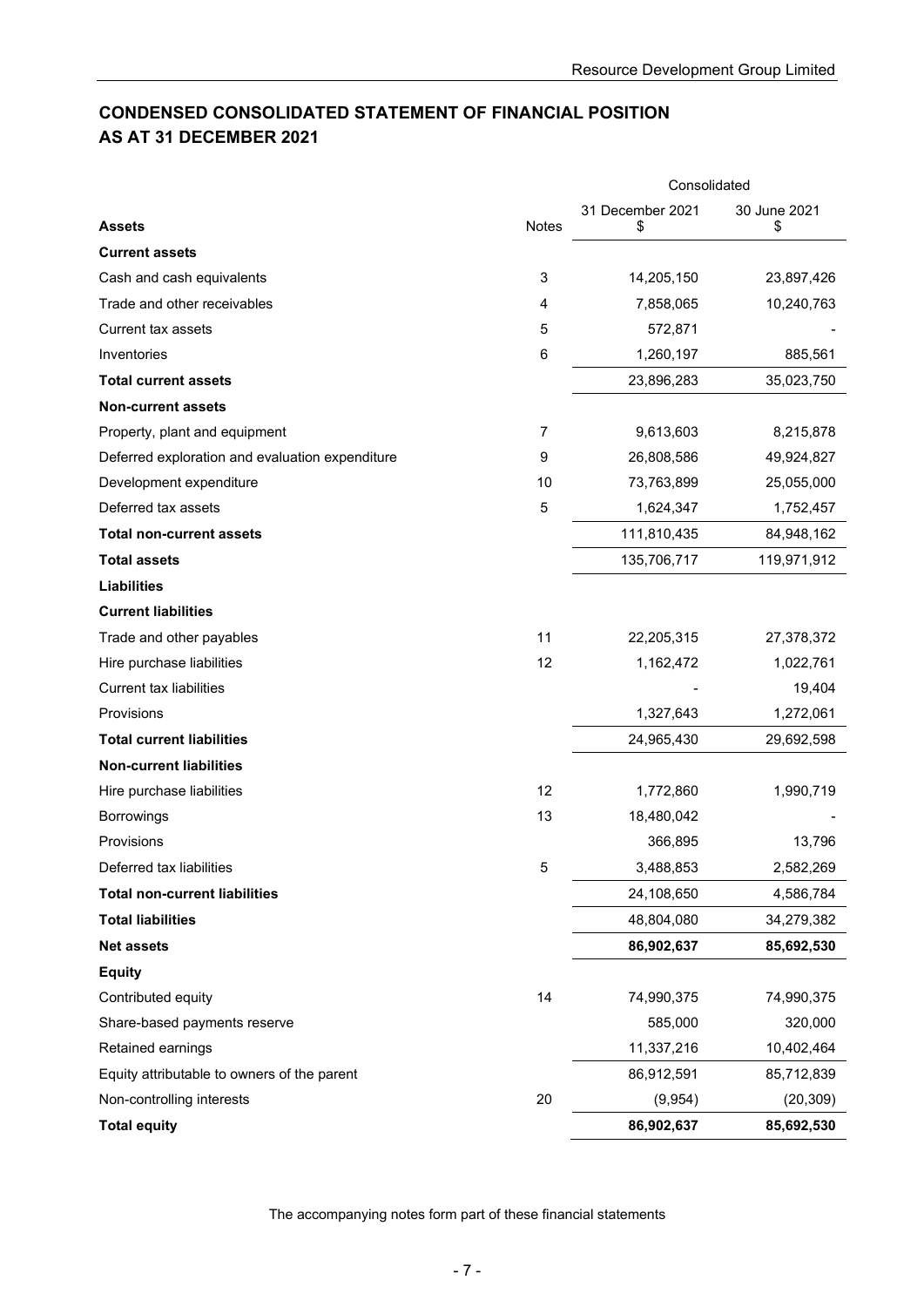# CONDENSED CONSOLIDATED STATEMENT OF FINANCIAL POSITION
# AS AT 31 DECEMBER 2021

| | | Consolidated | |
|---|---|---|---|
| **Assets** | Notes | 31 December 2021 $ | 30 June 2021 $ |
| **Current assets** | | | |
| Cash and cash equivalents | 3 | 14,205,150 | 23,897,426 |
| Trade and other receivables | 4 | 7,858,065 | 10,240,763 |
| Current tax assets | 5 | 572,871 | - |
| Inventories | 6 | 1,260,197 | 885,561 |
| **Total current assets** | | 23,896,283 | 35,023,750 |
| **Non-current assets** | | | |
| Property, plant and equipment | 7 | 9,613,603 | 8,215,878 |
| Deferred exploration and evaluation expenditure | 9 | 26,808,586 | 49,924,827 |
| Development expenditure | 10 | 73,763,899 | 25,055,000 |
| Deferred tax assets | 5 | 1,624,347 | 1,752,457 |
| **Total non-current assets** | | 111,810,435 | 84,948,162 |
| **Total assets** | | 135,706,717 | 119,971,912 |
| **Liabilities** | | | |
| **Current liabilities** | | | |
| Trade and other payables | 11 | 22,205,315 | 27,378,372 |
| Hire purchase liabilities | 12 | 1,162,472 | 1,022,761 |
| Current tax liabilities | | - | 19,404 |
| Provisions | | 1,327,643 | 1,272,061 |
| **Total current liabilities** | | 24,965,430 | 29,692,598 |
| **Non-current liabilities** | | | |
| Hire purchase liabilities | 12 | 1,772,860 | 1,990,719 |
| Borrowings | 13 | 18,480,042 | - |
| Provisions | | 366,895 | 13,796 |
| Deferred tax liabilities | 5 | 3,488,853 | 2,582,269 |
| **Total non-current liabilities** | | 24,108,650 | 4,586,784 |
| **Total liabilities** | | 48,804,080 | 34,279,382 |
| **Net assets** | | **86,902,637** | **85,692,530** |
| **Equity** | | | |
| Contributed equity | 14 | 74,990,375 | 74,990,375 |
| Share-based payments reserve | | 585,000 | 320,000 |
| Retained earnings | | 11,337,216 | 10,402,464 |
| Equity attributable to owners of the parent | | 86,912,591 | 85,712,839 |
| Non-controlling interests | 20 | (9,954) | (20,309) |
| **Total equity** | | **86,902,637** | **85,692,530** |

The accompanying notes form part of these financial statements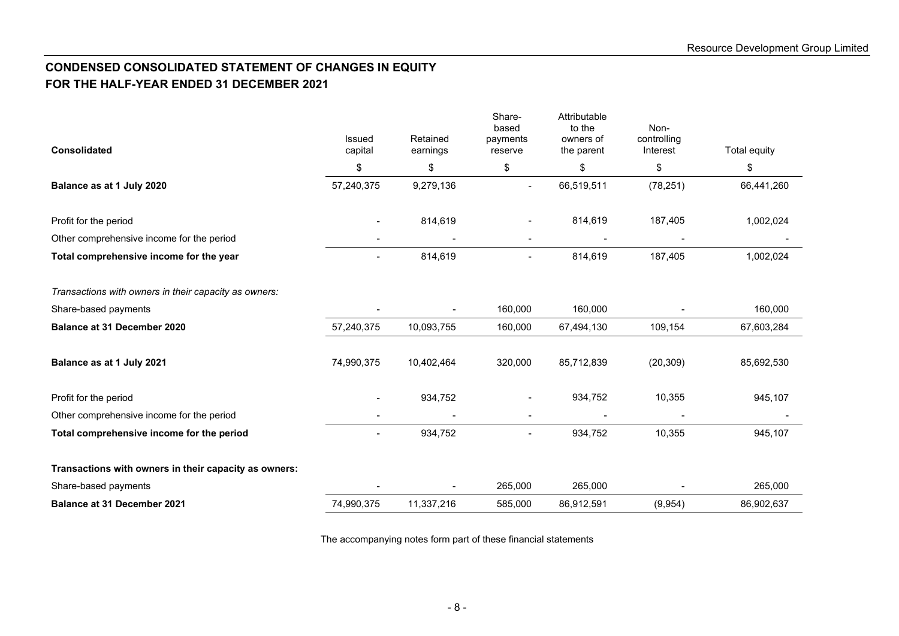## CONDENSED CONSOLIDATED STATEMENT OF CHANGES IN EQUITY
## FOR THE HALF-YEAR ENDED 31 DECEMBER 2021

| Consolidated | Issued capital | Retained earnings | Share-based payments reserve | Attributable to the owners of the parent | Non-controlling Interest | Total equity |
|---|---|---|---|---|---|---|
| | $ | $ | $ | $ | $ | $ |
| **Balance as at 1 July 2020** | 57,240,375 | 9,279,136 | - | 66,519,511 | (78,251) | 66,441,260 |
| Profit for the period | - | 814,619 | - | 814,619 | 187,405 | 1,002,024 |
| Other comprehensive income for the period | - | - | - | - | - | - |
| **Total comprehensive income for the year** | - | 814,619 | - | 814,619 | 187,405 | 1,002,024 |
| *Transactions with owners in their capacity as owners:* | | | | | | |
| Share-based payments | - | - | 160,000 | 160,000 | - | 160,000 |
| **Balance at 31 December 2020** | 57,240,375 | 10,093,755 | 160,000 | 67,494,130 | 109,154 | 67,603,284 |
| **Balance as at 1 July 2021** | 74,990,375 | 10,402,464 | 320,000 | 85,712,839 | (20,309) | 85,692,530 |
| Profit for the period | - | 934,752 | - | 934,752 | 10,355 | 945,107 |
| Other comprehensive income for the period | - | - | - | - | - | - |
| **Total comprehensive income for the period** | - | 934,752 | - | 934,752 | 10,355 | 945,107 |
| **Transactions with owners in their capacity as owners:** | | | | | | |
| Share-based payments | - | - | 265,000 | 265,000 | - | 265,000 |
| **Balance at 31 December 2021** | 74,990,375 | 11,337,216 | 585,000 | 86,912,591 | (9,954) | 86,902,637 |

The accompanying notes form part of these financial statements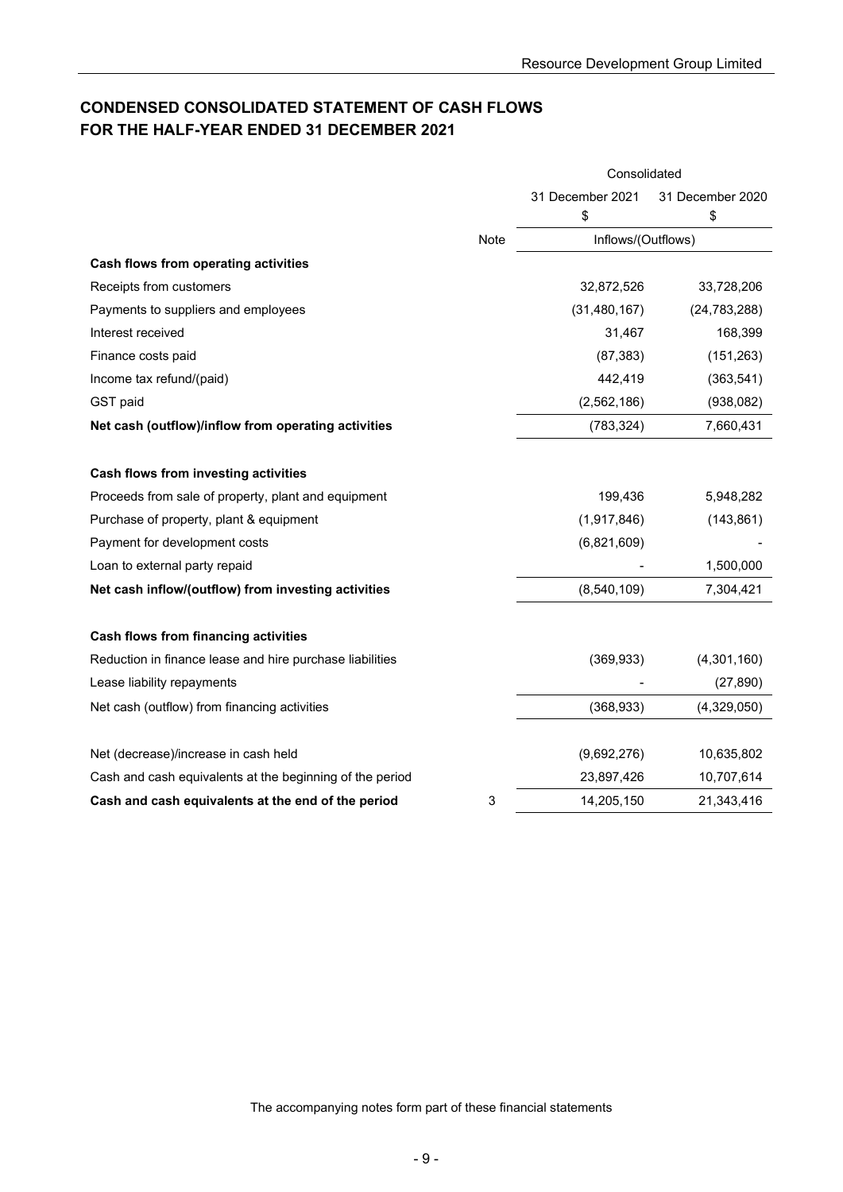# CONDENSED CONSOLIDATED STATEMENT OF CASH FLOWS
# FOR THE HALF-YEAR ENDED 31 DECEMBER 2021

| | | Consolidated | |
|---|---|---|---|
| | | 31 December 2021 | 31 December 2020 |
| | | $ | $ |
| | Note | Inflows/(Outflows) | |
| **Cash flows from operating activities** | | | |
| Receipts from customers | | 32,872,526 | 33,728,206 |
| Payments to suppliers and employees | | (31,480,167) | (24,783,288) |
| Interest received | | 31,467 | 168,399 |
| Finance costs paid | | (87,383) | (151,263) |
| Income tax refund/(paid) | | 442,419 | (363,541) |
| GST paid | | (2,562,186) | (938,082) |
| **Net cash (outflow)/inflow from operating activities** | | (783,324) | 7,660,431 |
| | | | |
| **Cash flows from investing activities** | | | |
| Proceeds from sale of property, plant and equipment | | 199,436 | 5,948,282 |
| Purchase of property, plant & equipment | | (1,917,846) | (143,861) |
| Payment for development costs | | (6,821,609) | - |
| Loan to external party repaid | | - | 1,500,000 |
| **Net cash inflow/(outflow) from investing activities** | | (8,540,109) | 7,304,421 |
| | | | |
| **Cash flows from financing activities** | | | |
| Reduction in finance lease and hire purchase liabilities | | (369,933) | (4,301,160) |
| Lease liability repayments | | - | (27,890) |
| Net cash (outflow) from financing activities | | (368,933) | (4,329,050) |
| | | | |
| Net (decrease)/increase in cash held | | (9,692,276) | 10,635,802 |
| Cash and cash equivalents at the beginning of the period | | 23,897,426 | 10,707,614 |
| **Cash and cash equivalents at the end of the period** | 3 | 14,205,150 | 21,343,416 |

The accompanying notes form part of these financial statements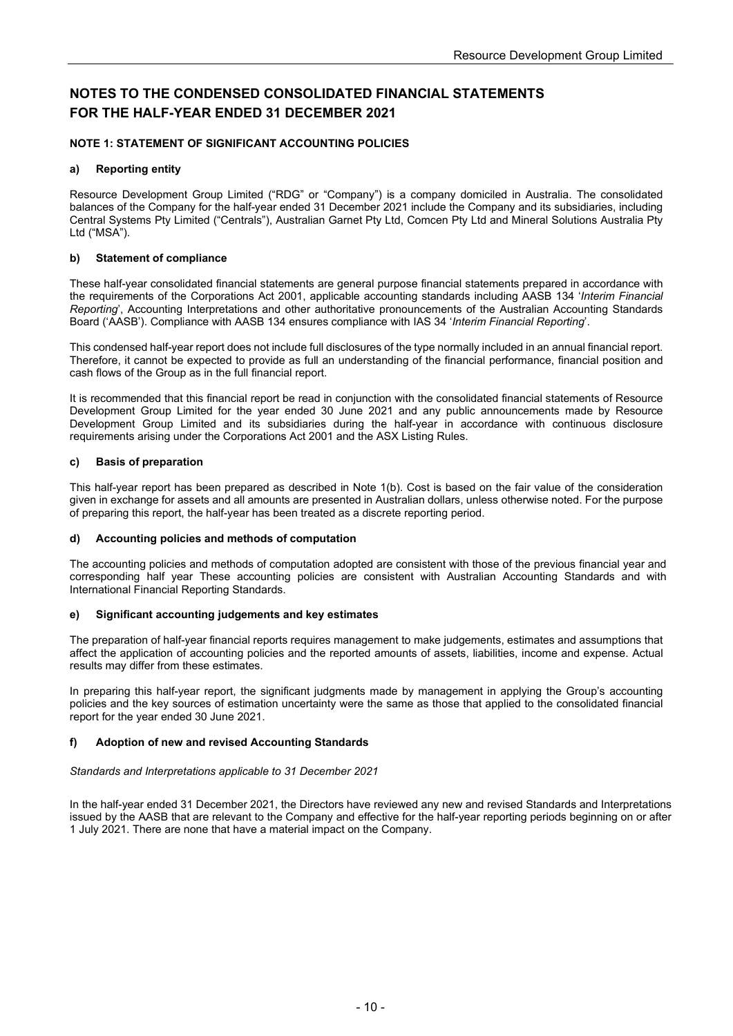# NOTES TO THE CONDENSED CONSOLIDATED FINANCIAL STATEMENTS FOR THE HALF-YEAR ENDED 31 DECEMBER 2021

## NOTE 1: STATEMENT OF SIGNIFICANT ACCOUNTING POLICIES

### a) Reporting entity

Resource Development Group Limited ("RDG" or "Company") is a company domiciled in Australia. The consolidated balances of the Company for the half-year ended 31 December 2021 include the Company and its subsidiaries, including Central Systems Pty Limited ("Centrals"), Australian Garnet Pty Ltd, Comcen Pty Ltd and Mineral Solutions Australia Pty Ltd ("MSA").

### b) Statement of compliance

These half-year consolidated financial statements are general purpose financial statements prepared in accordance with the requirements of the Corporations Act 2001, applicable accounting standards including AASB 134 '*Interim Financial Reporting*', Accounting Interpretations and other authoritative pronouncements of the Australian Accounting Standards Board ('AASB'). Compliance with AASB 134 ensures compliance with IAS 34 '*Interim Financial Reporting*'.

This condensed half-year report does not include full disclosures of the type normally included in an annual financial report. Therefore, it cannot be expected to provide as full an understanding of the financial performance, financial position and cash flows of the Group as in the full financial report.

It is recommended that this financial report be read in conjunction with the consolidated financial statements of Resource Development Group Limited for the year ended 30 June 2021 and any public announcements made by Resource Development Group Limited and its subsidiaries during the half-year in accordance with continuous disclosure requirements arising under the Corporations Act 2001 and the ASX Listing Rules.

### c) Basis of preparation

This half-year report has been prepared as described in Note 1(b). Cost is based on the fair value of the consideration given in exchange for assets and all amounts are presented in Australian dollars, unless otherwise noted. For the purpose of preparing this report, the half-year has been treated as a discrete reporting period.

### d) Accounting policies and methods of computation

The accounting policies and methods of computation adopted are consistent with those of the previous financial year and corresponding half year These accounting policies are consistent with Australian Accounting Standards and with International Financial Reporting Standards.

### e) Significant accounting judgements and key estimates

The preparation of half-year financial reports requires management to make judgements, estimates and assumptions that affect the application of accounting policies and the reported amounts of assets, liabilities, income and expense. Actual results may differ from these estimates.

In preparing this half-year report, the significant judgments made by management in applying the Group's accounting policies and the key sources of estimation uncertainty were the same as those that applied to the consolidated financial report for the year ended 30 June 2021.

### f) Adoption of new and revised Accounting Standards

*Standards and Interpretations applicable to 31 December 2021*

In the half-year ended 31 December 2021, the Directors have reviewed any new and revised Standards and Interpretations issued by the AASB that are relevant to the Company and effective for the half-year reporting periods beginning on or after 1 July 2021. There are none that have a material impact on the Company.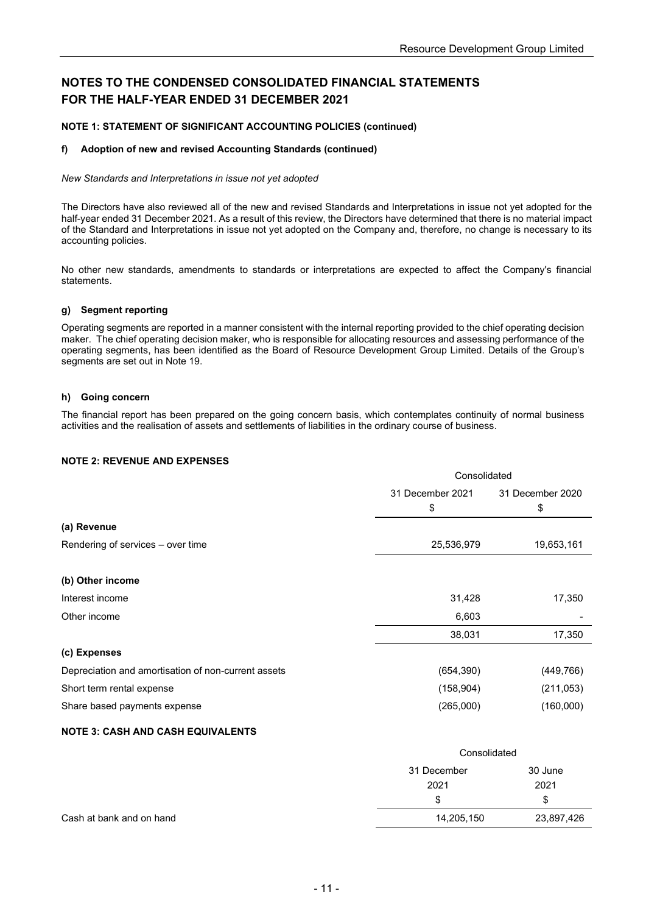# NOTES TO THE CONDENSED CONSOLIDATED FINANCIAL STATEMENTS FOR THE HALF-YEAR ENDED 31 DECEMBER 2021

**NOTE 1: STATEMENT OF SIGNIFICANT ACCOUNTING POLICIES (continued)**

**f) Adoption of new and revised Accounting Standards (continued)**

*New Standards and Interpretations in issue not yet adopted*

The Directors have also reviewed all of the new and revised Standards and Interpretations in issue not yet adopted for the half-year ended 31 December 2021. As a result of this review, the Directors have determined that there is no material impact of the Standard and Interpretations in issue not yet adopted on the Company and, therefore, no change is necessary to its accounting policies.

No other new standards, amendments to standards or interpretations are expected to affect the Company's financial statements.

**g) Segment reporting**

Operating segments are reported in a manner consistent with the internal reporting provided to the chief operating decision maker. The chief operating decision maker, who is responsible for allocating resources and assessing performance of the operating segments, has been identified as the Board of Resource Development Group Limited. Details of the Group's segments are set out in Note 19.

**h) Going concern**

The financial report has been prepared on the going concern basis, which contemplates continuity of normal business activities and the realisation of assets and settlements of liabilities in the ordinary course of business.

**NOTE 2: REVENUE AND EXPENSES**

| | Consolidated | |
|---|---|---|
| | 31 December 2021 | 31 December 2020 |
| | $ | $ |
| **(a) Revenue** | | |
| Rendering of services – over time | 25,536,979 | 19,653,161 |
| **(b) Other income** | | |
| Interest income | 31,428 | 17,350 |
| Other income | 6,603 | - |
| | 38,031 | 17,350 |
| **(c) Expenses** | | |
| Depreciation and amortisation of non-current assets | (654,390) | (449,766) |
| Short term rental expense | (158,904) | (211,053) |
| Share based payments expense | (265,000) | (160,000) |

**NOTE 3: CASH AND CASH EQUIVALENTS**

| | Consolidated | |
|---|---|---|
| | 31 December 2021 | 30 June 2021 |
| | $ | $ |
| Cash at bank and on hand | 14,205,150 | 23,897,426 |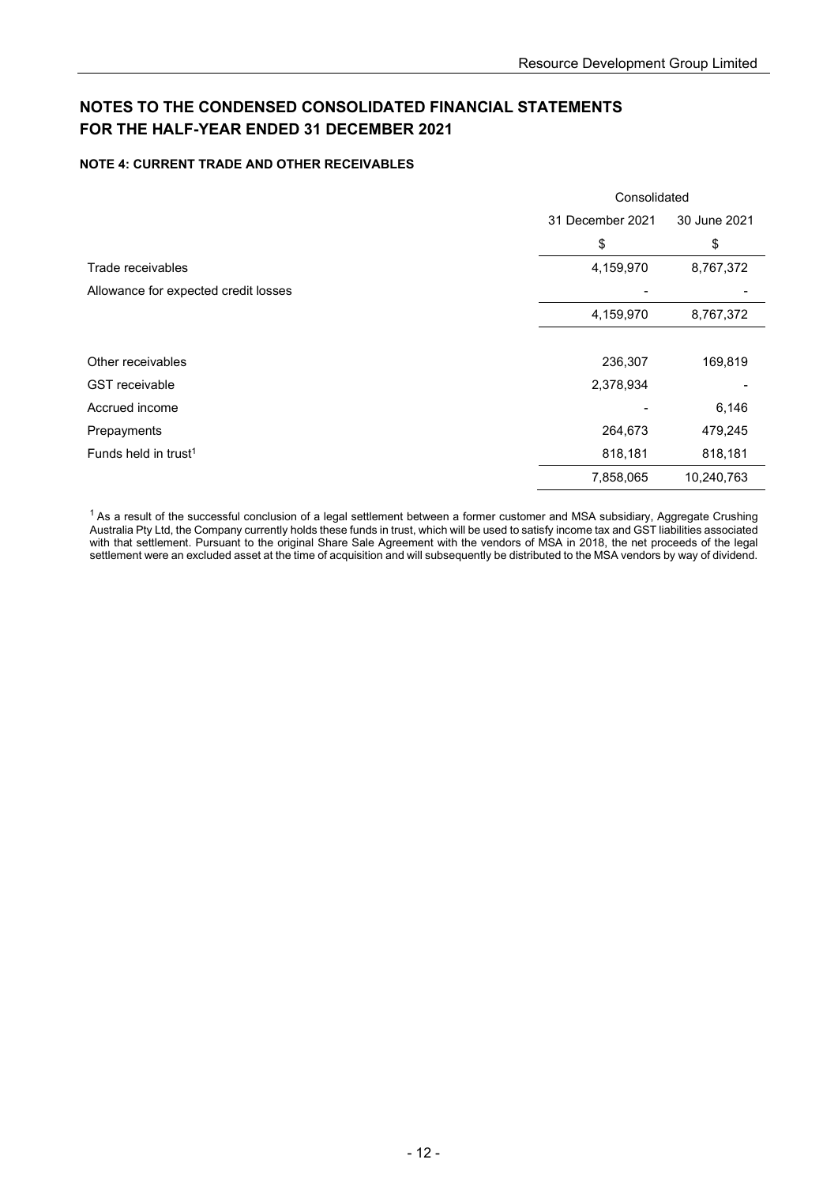# NOTES TO THE CONDENSED CONSOLIDATED FINANCIAL STATEMENTS FOR THE HALF-YEAR ENDED 31 DECEMBER 2021

### NOTE 4: CURRENT TRADE AND OTHER RECEIVABLES

| | Consolidated | |
|---|---|---|
| | 31 December 2021 | 30 June 2021 |
| | $ | $ |
| Trade receivables | 4,159,970 | 8,767,372 |
| Allowance for expected credit losses | - | - |
| | 4,159,970 | 8,767,372 |
| | | |
| Other receivables | 236,307 | 169,819 |
| GST receivable | 2,378,934 | - |
| Accrued income | - | 6,146 |
| Prepayments | 264,673 | 479,245 |
| Funds held in trust[1] | 818,181 | 818,181 |
| | 7,858,065 | 10,240,763 |

[1] As a result of the successful conclusion of a legal settlement between a former customer and MSA subsidiary, Aggregate Crushing Australia Pty Ltd, the Company currently holds these funds in trust, which will be used to satisfy income tax and GST liabilities associated with that settlement. Pursuant to the original Share Sale Agreement with the vendors of MSA in 2018, the net proceeds of the legal settlement were an excluded asset at the time of acquisition and will subsequently be distributed to the MSA vendors by way of dividend.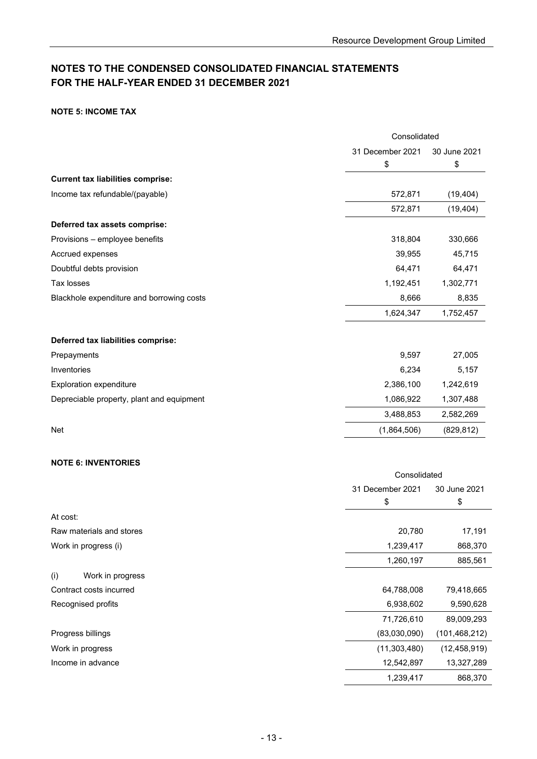# NOTES TO THE CONDENSED CONSOLIDATED FINANCIAL STATEMENTS FOR THE HALF-YEAR ENDED 31 DECEMBER 2021

### NOTE 5: INCOME TAX

| | Consolidated | |
|---|---|---|
| | 31 December 2021 | 30 June 2021 |
| | $ | $ |
| **Current tax liabilities comprise:** | | |
| Income tax refundable/(payable) | 572,871 | (19,404) |
| | 572,871 | (19,404) |
| **Deferred tax assets comprise:** | | |
| Provisions – employee benefits | 318,804 | 330,666 |
| Accrued expenses | 39,955 | 45,715 |
| Doubtful debts provision | 64,471 | 64,471 |
| Tax losses | 1,192,451 | 1,302,771 |
| Blackhole expenditure and borrowing costs | 8,666 | 8,835 |
| | 1,624,347 | 1,752,457 |
| **Deferred tax liabilities comprise:** | | |
| Prepayments | 9,597 | 27,005 |
| Inventories | 6,234 | 5,157 |
| Exploration expenditure | 2,386,100 | 1,242,619 |
| Depreciable property, plant and equipment | 1,086,922 | 1,307,488 |
| | 3,488,853 | 2,582,269 |
| Net | (1,864,506) | (829,812) |

### NOTE 6: INVENTORIES

| | Consolidated | |
|---|---|---|
| | 31 December 2021 | 30 June 2021 |
| | $ | $ |
| At cost: | | |
| Raw materials and stores | 20,780 | 17,191 |
| Work in progress (i) | 1,239,417 | 868,370 |
| | 1,260,197 | 885,561 |
| (i) Work in progress | | |
| Contract costs incurred | 64,788,008 | 79,418,665 |
| Recognised profits | 6,938,602 | 9,590,628 |
| | 71,726,610 | 89,009,293 |
| Progress billings | (83,030,090) | (101,468,212) |
| Work in progress | (11,303,480) | (12,458,919) |
| Income in advance | 12,542,897 | 13,327,289 |
| | 1,239,417 | 868,370 |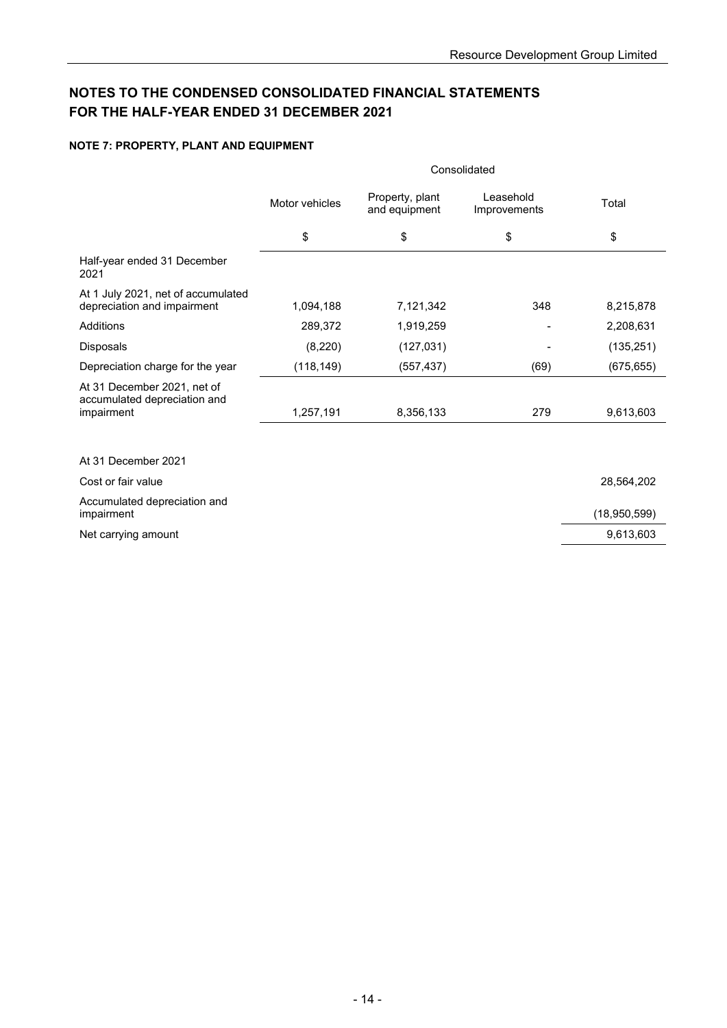## NOTES TO THE CONDENSED CONSOLIDATED FINANCIAL STATEMENTS FOR THE HALF-YEAR ENDED 31 DECEMBER 2021

### NOTE 7: PROPERTY, PLANT AND EQUIPMENT

| | Consolidated | | | |
|---|---|---|---|---|
| | Motor vehicles | Property, plant and equipment | Leasehold Improvements | Total |
| | $ | $ | $ | $ |
| Half-year ended 31 December 2021 | | | | |
| At 1 July 2021, net of accumulated depreciation and impairment | 1,094,188 | 7,121,342 | 348 | 8,215,878 |
| Additions | 289,372 | 1,919,259 | - | 2,208,631 |
| Disposals | (8,220) | (127,031) | - | (135,251) |
| Depreciation charge for the year | (118,149) | (557,437) | (69) | (675,655) |
| At 31 December 2021, net of accumulated depreciation and impairment | 1,257,191 | 8,356,133 | 279 | 9,613,603 |

| | |
|---|---|
| At 31 December 2021 | |
| Cost or fair value | 28,564,202 |
| Accumulated depreciation and impairment | (18,950,599) |
| Net carrying amount | 9,613,603 |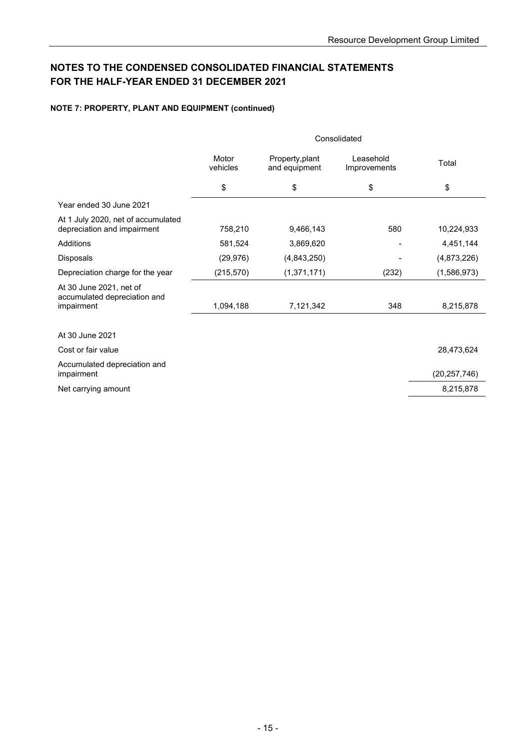# NOTES TO THE CONDENSED CONSOLIDATED FINANCIAL STATEMENTS FOR THE HALF-YEAR ENDED 31 DECEMBER 2021

### NOTE 7: PROPERTY, PLANT AND EQUIPMENT (continued)

| | Consolidated | | | |
|---|---|---|---|---|
| | Motor vehicles | Property,plant and equipment | Leasehold Improvements | Total |
| | $ | $ | $ | $ |
| Year ended 30 June 2021 | | | | |
| At 1 July 2020, net of accumulated depreciation and impairment | 758,210 | 9,466,143 | 580 | 10,224,933 |
| Additions | 581,524 | 3,869,620 | - | 4,451,144 |
| Disposals | (29,976) | (4,843,250) | - | (4,873,226) |
| Depreciation charge for the year | (215,570) | (1,371,171) | (232) | (1,586,973) |
| At 30 June 2021, net of accumulated depreciation and impairment | 1,094,188 | 7,121,342 | 348 | 8,215,878 |
| | | | | |
| At 30 June 2021 | | | | |
| Cost or fair value | | | | 28,473,624 |
| Accumulated depreciation and impairment | | | | (20,257,746) |
| Net carrying amount | | | | 8,215,878 |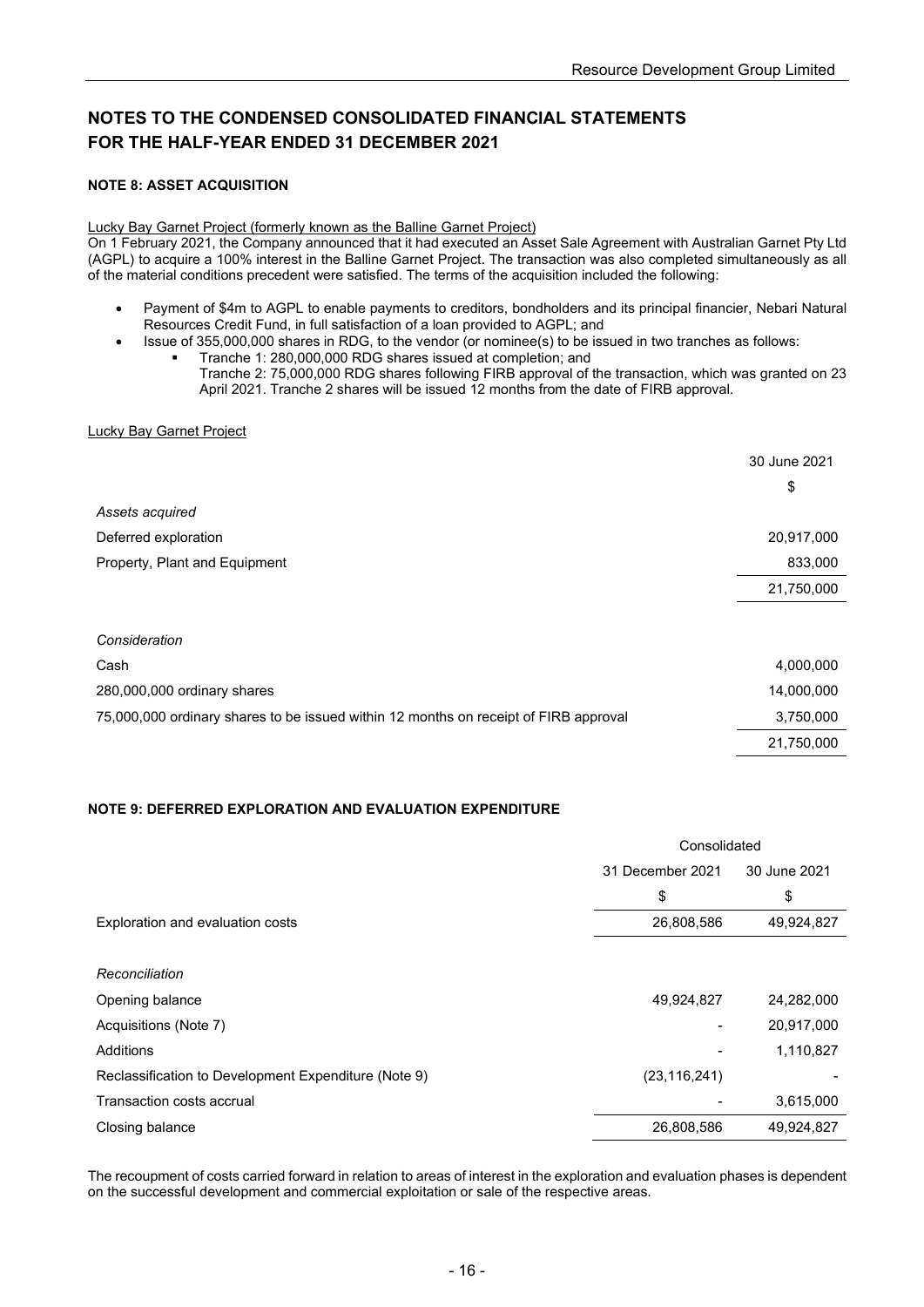# NOTES TO THE CONDENSED CONSOLIDATED FINANCIAL STATEMENTS FOR THE HALF-YEAR ENDED 31 DECEMBER 2021

### NOTE 8: ASSET ACQUISITION

Lucky Bay Garnet Project (formerly known as the Balline Garnet Project)

On 1 February 2021, the Company announced that it had executed an Asset Sale Agreement with Australian Garnet Pty Ltd (AGPL) to acquire a 100% interest in the Balline Garnet Project. The transaction was also completed simultaneously as all of the material conditions precedent were satisfied. The terms of the acquisition included the following:

- Payment of $4m to AGPL to enable payments to creditors, bondholders and its principal financier, Nebari Natural Resources Credit Fund, in full satisfaction of a loan provided to AGPL; and
- Issue of 355,000,000 shares in RDG, to the vendor (or nominee(s) to be issued in two tranches as follows:
  - Tranche 1: 280,000,000 RDG shares issued at completion; and
  - Tranche 2: 75,000,000 RDG shares following FIRB approval of the transaction, which was granted on 23 April 2021. Tranche 2 shares will be issued 12 months from the date of FIRB approval.

Lucky Bay Garnet Project

| | 30 June 2021 |
|---|---|
| | $ |
| *Assets acquired* | |
| Deferred exploration | 20,917,000 |
| Property, Plant and Equipment | 833,000 |
| | 21,750,000 |
| | |
| *Consideration* | |
| Cash | 4,000,000 |
| 280,000,000 ordinary shares | 14,000,000 |
| 75,000,000 ordinary shares to be issued within 12 months on receipt of FIRB approval | 3,750,000 |
| | 21,750,000 |

### NOTE 9: DEFERRED EXPLORATION AND EVALUATION EXPENDITURE

| | Consolidated | |
|---|---|---|
| | 31 December 2021 | 30 June 2021 |
| | $ | $ |
| Exploration and evaluation costs | 26,808,586 | 49,924,827 |
| | | |
| *Reconciliation* | | |
| Opening balance | 49,924,827 | 24,282,000 |
| Acquisitions (Note 7) | - | 20,917,000 |
| Additions | - | 1,110,827 |
| Reclassification to Development Expenditure (Note 9) | (23,116,241) | - |
| Transaction costs accrual | - | 3,615,000 |
| Closing balance | 26,808,586 | 49,924,827 |

The recoupment of costs carried forward in relation to areas of interest in the exploration and evaluation phases is dependent on the successful development and commercial exploitation or sale of the respective areas.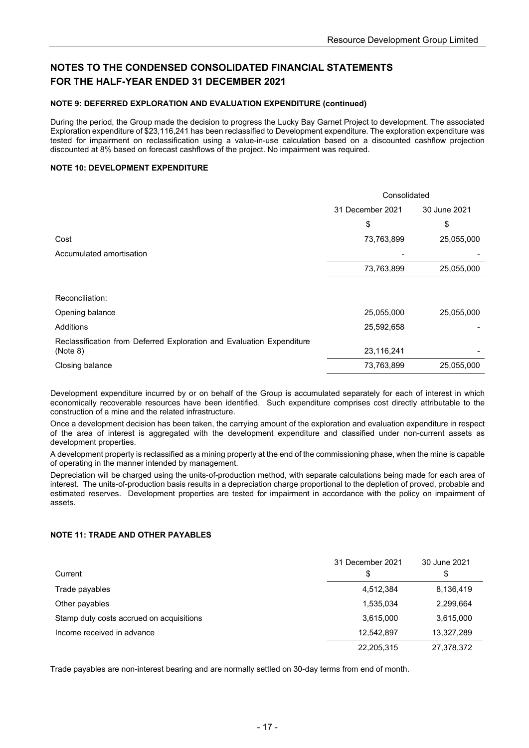# NOTES TO THE CONDENSED CONSOLIDATED FINANCIAL STATEMENTS FOR THE HALF-YEAR ENDED 31 DECEMBER 2021

### NOTE 9: DEFERRED EXPLORATION AND EVALUATION EXPENDITURE (continued)

During the period, the Group made the decision to progress the Lucky Bay Garnet Project to development. The associated Exploration expenditure of $23,116,241 has been reclassified to Development expenditure. The exploration expenditure was tested for impairment on reclassification using a value-in-use calculation based on a discounted cashflow projection discounted at 8% based on forecast cashflows of the project. No impairment was required.

### NOTE 10: DEVELOPMENT EXPENDITURE

| | Consolidated | |
|---|---|---|
| | 31 December 2021 | 30 June 2021 |
| | $ | $ |
| Cost | 73,763,899 | 25,055,000 |
| Accumulated amortisation | - | - |
| | 73,763,899 | 25,055,000 |
| | | |
| Reconciliation: | | |
| Opening balance | 25,055,000 | 25,055,000 |
| Additions | 25,592,658 | - |
| Reclassification from Deferred Exploration and Evaluation Expenditure (Note 8) | 23,116,241 | - |
| Closing balance | 73,763,899 | 25,055,000 |

Development expenditure incurred by or on behalf of the Group is accumulated separately for each of interest in which economically recoverable resources have been identified. Such expenditure comprises cost directly attributable to the construction of a mine and the related infrastructure.

Once a development decision has been taken, the carrying amount of the exploration and evaluation expenditure in respect of the area of interest is aggregated with the development expenditure and classified under non-current assets as development properties.

A development property is reclassified as a mining property at the end of the commissioning phase, when the mine is capable of operating in the manner intended by management.

Depreciation will be charged using the units-of-production method, with separate calculations being made for each area of interest. The units-of-production basis results in a depreciation charge proportional to the depletion of proved, probable and estimated reserves. Development properties are tested for impairment in accordance with the policy on impairment of assets.

### NOTE 11: TRADE AND OTHER PAYABLES

| Current | 31 December 2021<br>$ | 30 June 2021<br>$ |
|---|---|---|
| Trade payables | 4,512,384 | 8,136,419 |
| Other payables | 1,535,034 | 2,299,664 |
| Stamp duty costs accrued on acquisitions | 3,615,000 | 3,615,000 |
| Income received in advance | 12,542,897 | 13,327,289 |
| | 22,205,315 | 27,378,372 |

Trade payables are non-interest bearing and are normally settled on 30-day terms from end of month.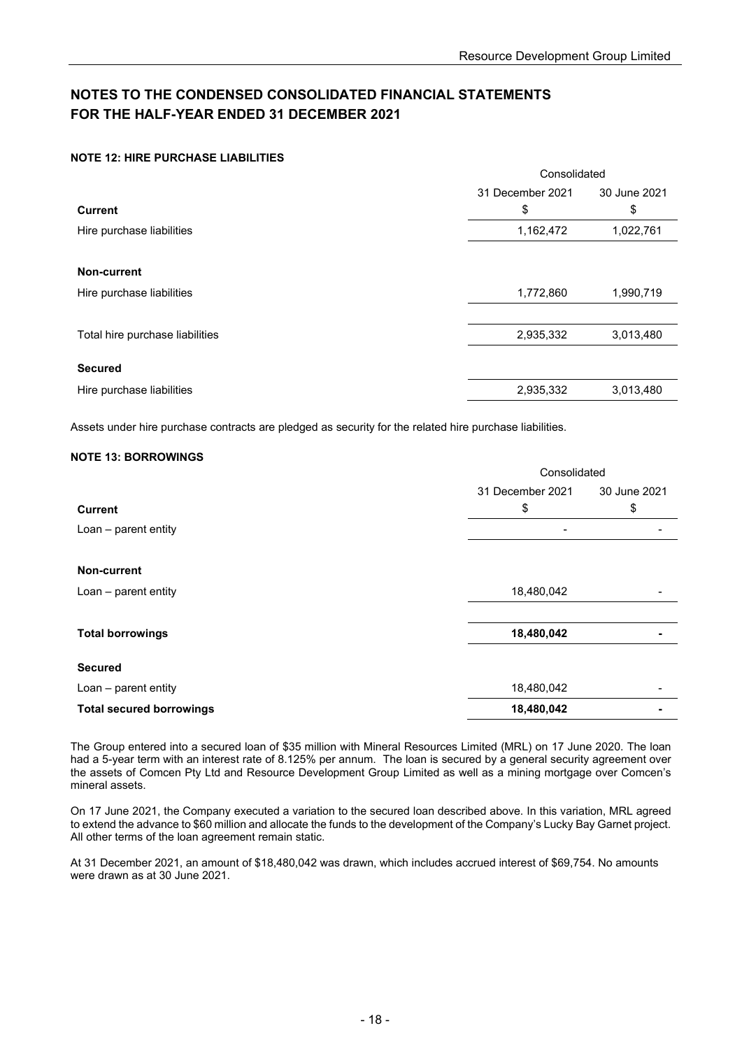# NOTES TO THE CONDENSED CONSOLIDATED FINANCIAL STATEMENTS FOR THE HALF-YEAR ENDED 31 DECEMBER 2021

### NOTE 12: HIRE PURCHASE LIABILITIES

| | Consolidated | |
|---|---|---|
| | 31 December 2021 | 30 June 2021 |
| **Current** | $ | $ |
| Hire purchase liabilities | 1,162,472 | 1,022,761 |
| | | |
| **Non-current** | | |
| Hire purchase liabilities | 1,772,860 | 1,990,719 |
| | | |
| Total hire purchase liabilities | 2,935,332 | 3,013,480 |
| | | |
| **Secured** | | |
| Hire purchase liabilities | 2,935,332 | 3,013,480 |

Assets under hire purchase contracts are pledged as security for the related hire purchase liabilities.

### NOTE 13: BORROWINGS

| | Consolidated | |
|---|---|---|
| | 31 December 2021 | 30 June 2021 |
| **Current** | $ | $ |
| Loan – parent entity | - | - |
| | | |
| **Non-current** | | |
| Loan – parent entity | 18,480,042 | - |
| | | |
| **Total borrowings** | **18,480,042** | **-** |
| | | |
| **Secured** | | |
| Loan – parent entity | 18,480,042 | - |
| **Total secured borrowings** | **18,480,042** | **-** |

The Group entered into a secured loan of $35 million with Mineral Resources Limited (MRL) on 17 June 2020. The loan had a 5-year term with an interest rate of 8.125% per annum. The loan is secured by a general security agreement over the assets of Comcen Pty Ltd and Resource Development Group Limited as well as a mining mortgage over Comcen's mineral assets.

On 17 June 2021, the Company executed a variation to the secured loan described above. In this variation, MRL agreed to extend the advance to $60 million and allocate the funds to the development of the Company's Lucky Bay Garnet project. All other terms of the loan agreement remain static.

At 31 December 2021, an amount of $18,480,042 was drawn, which includes accrued interest of $69,754. No amounts were drawn as at 30 June 2021.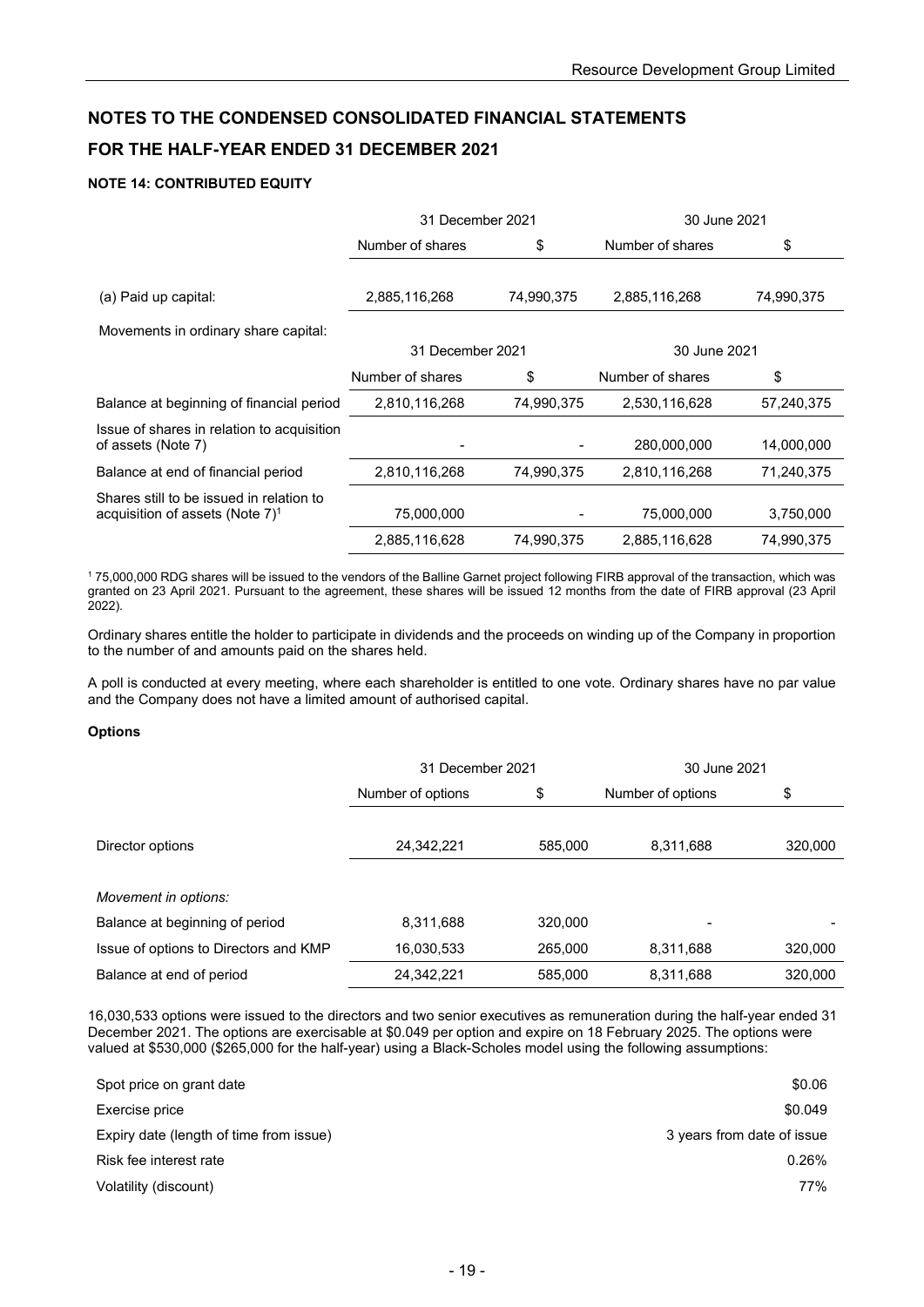## NOTES TO THE CONDENSED CONSOLIDATED FINANCIAL STATEMENTS

## FOR THE HALF-YEAR ENDED 31 DECEMBER 2021

### NOTE 14: CONTRIBUTED EQUITY

| | 31 December 2021 | | 30 June 2021 | |
|---|---|---|---|---|
| | Number of shares | $ | Number of shares | $ |
| (a) Paid up capital: | 2,885,116,268 | 74,990,375 | 2,885,116,268 | 74,990,375 |

Movements in ordinary share capital:

| | 31 December 2021 | | 30 June 2021 | |
|---|---|---|---|---|
| | Number of shares | $ | Number of shares | $ |
| Balance at beginning of financial period | 2,810,116,268 | 74,990,375 | 2,530,116,628 | 57,240,375 |
| Issue of shares in relation to acquisition of assets (Note 7) | - | - | 280,000,000 | 14,000,000 |
| Balance at end of financial period | 2,810,116,268 | 74,990,375 | 2,810,116,268 | 71,240,375 |
| Shares still to be issued in relation to acquisition of assets (Note 7)[1] | 75,000,000 | - | 75,000,000 | 3,750,000 |
| | 2,885,116,628 | 74,990,375 | 2,885,116,628 | 74,990,375 |

[1] 75,000,000 RDG shares will be issued to the vendors of the Balline Garnet project following FIRB approval of the transaction, which was granted on 23 April 2021. Pursuant to the agreement, these shares will be issued 12 months from the date of FIRB approval (23 April 2022).

Ordinary shares entitle the holder to participate in dividends and the proceeds on winding up of the Company in proportion to the number of and amounts paid on the shares held.

A poll is conducted at every meeting, where each shareholder is entitled to one vote. Ordinary shares have no par value and the Company does not have a limited amount of authorised capital.

**Options**

| | 31 December 2021 | | 30 June 2021 | |
|---|---|---|---|---|
| | Number of options | $ | Number of options | $ |
| Director options | 24,342,221 | 585,000 | 8,311,688 | 320,000 |
| *Movement in options:* | | | | |
| Balance at beginning of period | 8,311,688 | 320,000 | - | - |
| Issue of options to Directors and KMP | 16,030,533 | 265,000 | 8,311,688 | 320,000 |
| Balance at end of period | 24,342,221 | 585,000 | 8,311,688 | 320,000 |

16,030,533 options were issued to the directors and two senior executives as remuneration during the half-year ended 31 December 2021. The options are exercisable at $0.049 per option and expire on 18 February 2025. The options were valued at $530,000 ($265,000 for the half-year) using a Black-Scholes model using the following assumptions:

| | |
|---|---|
| Spot price on grant date | $0.06 |
| Exercise price | $0.049 |
| Expiry date (length of time from issue) | 3 years from date of issue |
| Risk fee interest rate | 0.26% |
| Volatility (discount) | 77% |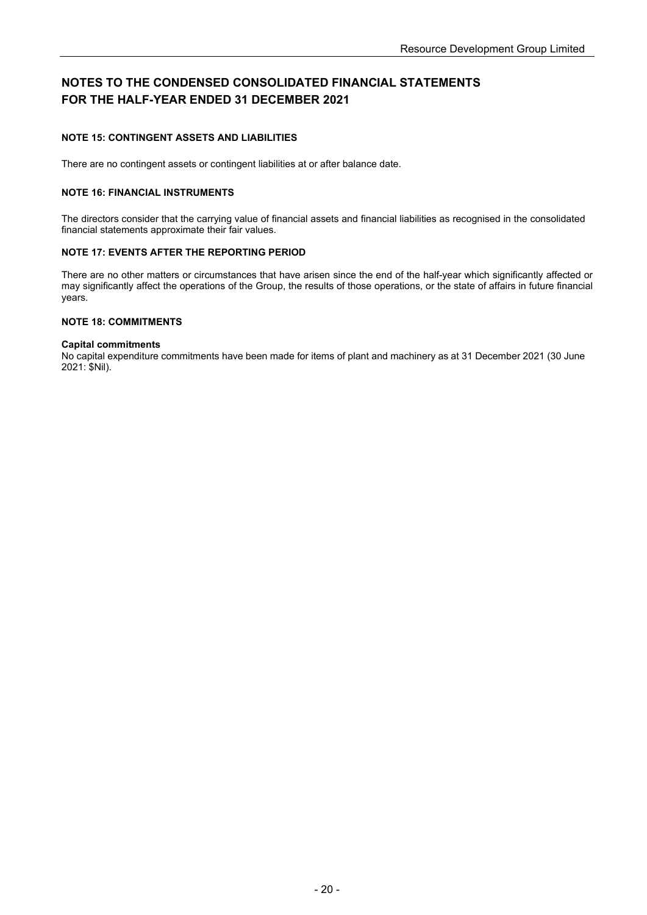# NOTES TO THE CONDENSED CONSOLIDATED FINANCIAL STATEMENTS FOR THE HALF-YEAR ENDED 31 DECEMBER 2021

**NOTE 15: CONTINGENT ASSETS AND LIABILITIES**

There are no contingent assets or contingent liabilities at or after balance date.

**NOTE 16: FINANCIAL INSTRUMENTS**

The directors consider that the carrying value of financial assets and financial liabilities as recognised in the consolidated financial statements approximate their fair values.

**NOTE 17: EVENTS AFTER THE REPORTING PERIOD**

There are no other matters or circumstances that have arisen since the end of the half-year which significantly affected or may significantly affect the operations of the Group, the results of those operations, or the state of affairs in future financial years.

**NOTE 18: COMMITMENTS**

**Capital commitments**

No capital expenditure commitments have been made for items of plant and machinery as at 31 December 2021 (30 June 2021: $Nil).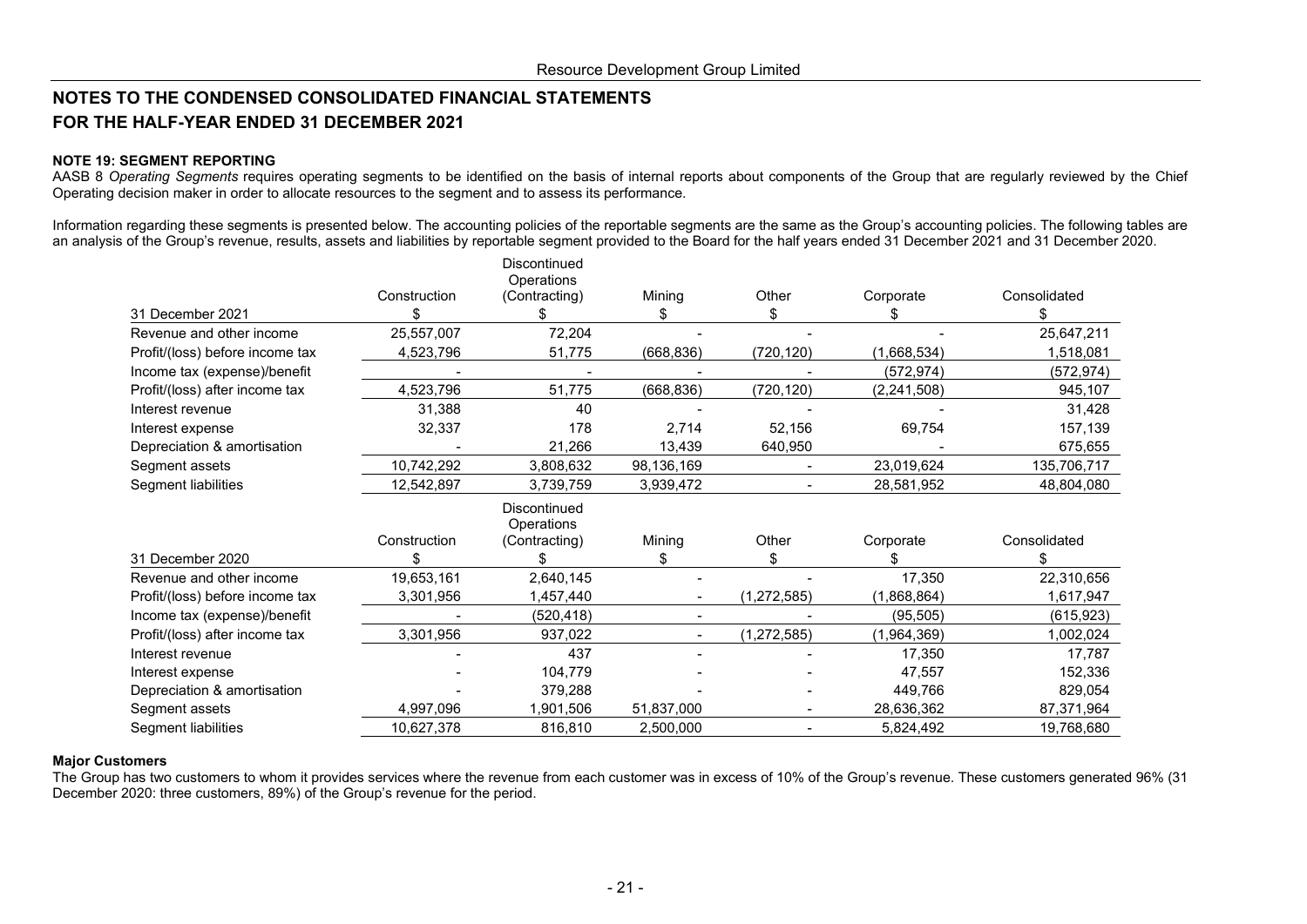## NOTES TO THE CONDENSED CONSOLIDATED FINANCIAL STATEMENTS
## FOR THE HALF-YEAR ENDED 31 DECEMBER 2021

### NOTE 19: SEGMENT REPORTING

AASB 8 *Operating Segments* requires operating segments to be identified on the basis of internal reports about components of the Group that are regularly reviewed by the Chief Operating decision maker in order to allocate resources to the segment and to assess its performance.

Information regarding these segments is presented below. The accounting policies of the reportable segments are the same as the Group's accounting policies. The following tables are an analysis of the Group's revenue, results, assets and liabilities by reportable segment provided to the Board for the half years ended 31 December 2021 and 31 December 2020.

| 31 December 2021 | Construction $ | Discontinued Operations (Contracting) $ | Mining $ | Other $ | Corporate $ | Consolidated $ |
|---|---|---|---|---|---|---|
| Revenue and other income | 25,557,007 | 72,204 | - | - | - | 25,647,211 |
| Profit/(loss) before income tax | 4,523,796 | 51,775 | (668,836) | (720,120) | (1,668,534) | 1,518,081 |
| Income tax (expense)/benefit | - | - | - | - | (572,974) | (572,974) |
| Profit/(loss) after income tax | 4,523,796 | 51,775 | (668,836) | (720,120) | (2,241,508) | 945,107 |
| Interest revenue | 31,388 | 40 | - | - | - | 31,428 |
| Interest expense | 32,337 | 178 | 2,714 | 52,156 | 69,754 | 157,139 |
| Depreciation & amortisation | - | 21,266 | 13,439 | 640,950 | - | 675,655 |
| Segment assets | 10,742,292 | 3,808,632 | 98,136,169 | - | 23,019,624 | 135,706,717 |
| Segment liabilities | 12,542,897 | 3,739,759 | 3,939,472 | - | 28,581,952 | 48,804,080 |

| 31 December 2020 | Construction $ | Discontinued Operations (Contracting) $ | Mining $ | Other $ | Corporate $ | Consolidated $ |
|---|---|---|---|---|---|---|
| Revenue and other income | 19,653,161 | 2,640,145 | - | - | 17,350 | 22,310,656 |
| Profit/(loss) before income tax | 3,301,956 | 1,457,440 | - | (1,272,585) | (1,868,864) | 1,617,947 |
| Income tax (expense)/benefit | - | (520,418) | - | - | (95,505) | (615,923) |
| Profit/(loss) after income tax | 3,301,956 | 937,022 | - | (1,272,585) | (1,964,369) | 1,002,024 |
| Interest revenue | - | 437 | - | - | 17,350 | 17,787 |
| Interest expense | - | 104,779 | - | - | 47,557 | 152,336 |
| Depreciation & amortisation | - | 379,288 | - | - | 449,766 | 829,054 |
| Segment assets | 4,997,096 | 1,901,506 | 51,837,000 | - | 28,636,362 | 87,371,964 |
| Segment liabilities | 10,627,378 | 816,810 | 2,500,000 | - | 5,824,492 | 19,768,680 |

**Major Customers**

The Group has two customers to whom it provides services where the revenue from each customer was in excess of 10% of the Group's revenue. These customers generated 96% (31 December 2020: three customers, 89%) of the Group's revenue for the period.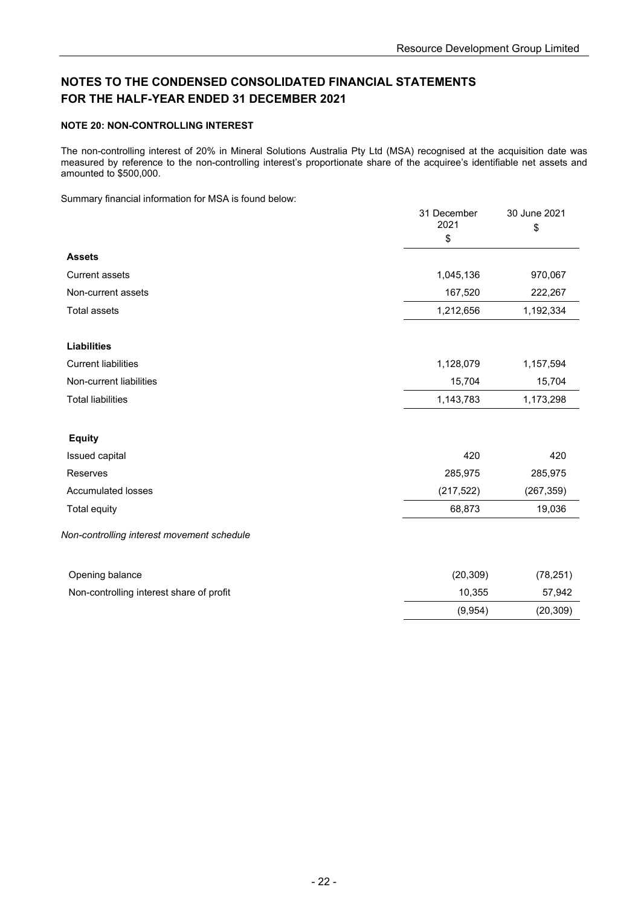# NOTES TO THE CONDENSED CONSOLIDATED FINANCIAL STATEMENTS FOR THE HALF-YEAR ENDED 31 DECEMBER 2021

### NOTE 20: NON-CONTROLLING INTEREST

The non-controlling interest of 20% in Mineral Solutions Australia Pty Ltd (MSA) recognised at the acquisition date was measured by reference to the non-controlling interest's proportionate share of the acquiree's identifiable net assets and amounted to $500,000.

Summary financial information for MSA is found below:

| | 31 December 2021 $ | 30 June 2021 $ |
|---|---|---|
| **Assets** | | |
| Current assets | 1,045,136 | 970,067 |
| Non-current assets | 167,520 | 222,267 |
| Total assets | 1,212,656 | 1,192,334 |
| | | |
| **Liabilities** | | |
| Current liabilities | 1,128,079 | 1,157,594 |
| Non-current liabilities | 15,704 | 15,704 |
| Total liabilities | 1,143,783 | 1,173,298 |
| | | |
| **Equity** | | |
| Issued capital | 420 | 420 |
| Reserves | 285,975 | 285,975 |
| Accumulated losses | (217,522) | (267,359) |
| Total equity | 68,873 | 19,036 |

*Non-controlling interest movement schedule*

| | | |
|---|---|---|
| Opening balance | (20,309) | (78,251) |
| Non-controlling interest share of profit | 10,355 | 57,942 |
| | (9,954) | (20,309) |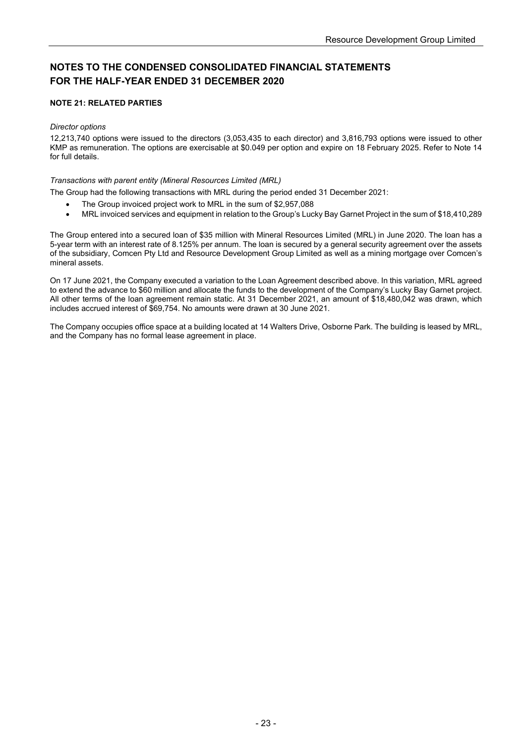# NOTES TO THE CONDENSED CONSOLIDATED FINANCIAL STATEMENTS FOR THE HALF-YEAR ENDED 31 DECEMBER 2020

## NOTE 21: RELATED PARTIES

*Director options*

12,213,740 options were issued to the directors (3,053,435 to each director) and 3,816,793 options were issued to other KMP as remuneration. The options are exercisable at $0.049 per option and expire on 18 February 2025. Refer to Note 14 for full details.

*Transactions with parent entity (Mineral Resources Limited (MRL)*

The Group had the following transactions with MRL during the period ended 31 December 2021:

- The Group invoiced project work to MRL in the sum of $2,957,088
- MRL invoiced services and equipment in relation to the Group's Lucky Bay Garnet Project in the sum of $18,410,289

The Group entered into a secured loan of $35 million with Mineral Resources Limited (MRL) in June 2020. The loan has a 5-year term with an interest rate of 8.125% per annum. The loan is secured by a general security agreement over the assets of the subsidiary, Comcen Pty Ltd and Resource Development Group Limited as well as a mining mortgage over Comcen's mineral assets.

On 17 June 2021, the Company executed a variation to the Loan Agreement described above. In this variation, MRL agreed to extend the advance to $60 million and allocate the funds to the development of the Company's Lucky Bay Garnet project. All other terms of the loan agreement remain static. At 31 December 2021, an amount of $18,480,042 was drawn, which includes accrued interest of $69,754. No amounts were drawn at 30 June 2021.

The Company occupies office space at a building located at 14 Walters Drive, Osborne Park. The building is leased by MRL, and the Company has no formal lease agreement in place.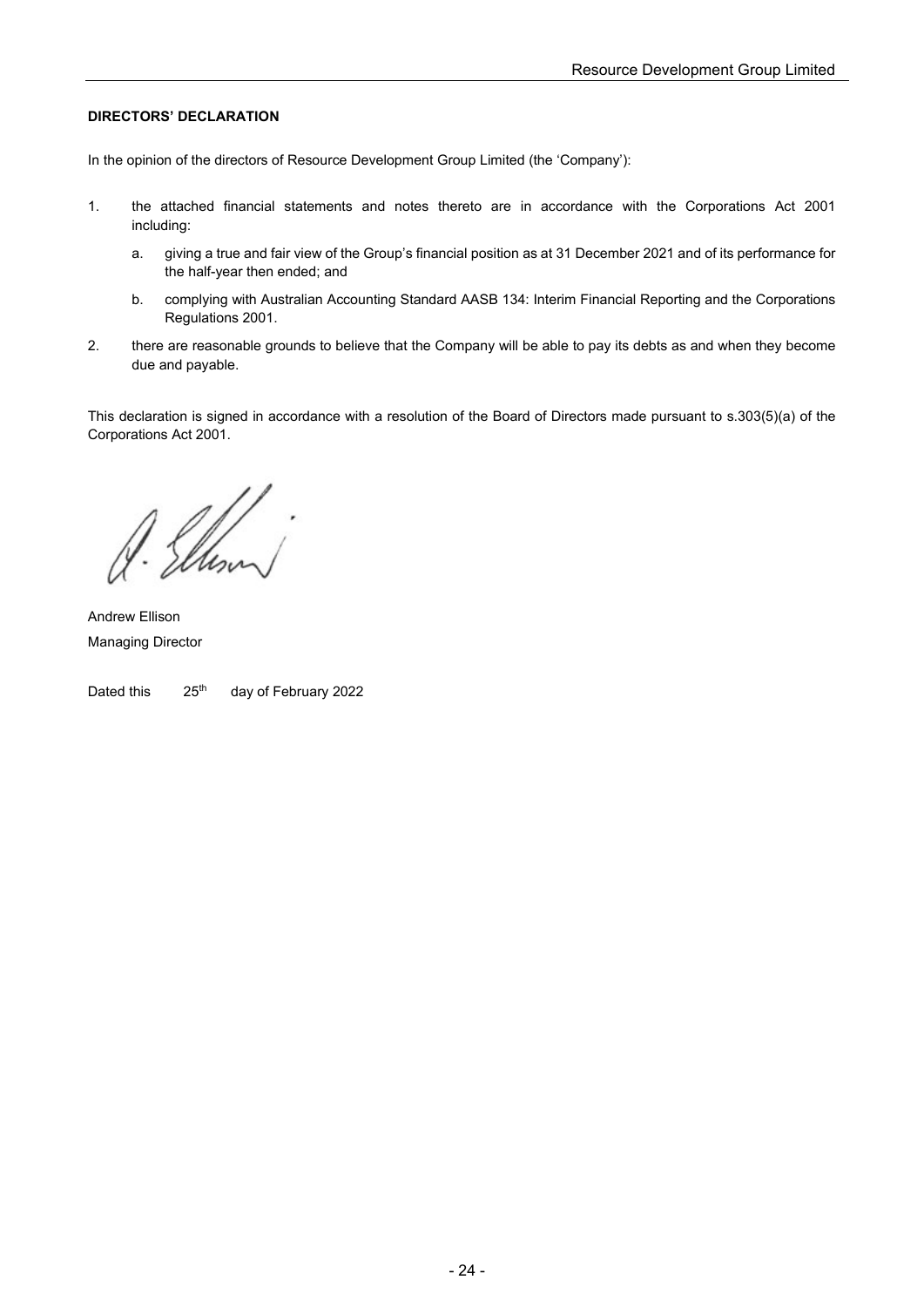**DIRECTORS' DECLARATION**

In the opinion of the directors of Resource Development Group Limited (the 'Company'):

1. the attached financial statements and notes thereto are in accordance with the Corporations Act 2001 including:

   a. giving a true and fair view of the Group's financial position as at 31 December 2021 and of its performance for the half-year then ended; and

   b. complying with Australian Accounting Standard AASB 134: Interim Financial Reporting and the Corporations Regulations 2001.

2. there are reasonable grounds to believe that the Company will be able to pay its debts as and when they become due and payable.

This declaration is signed in accordance with a resolution of the Board of Directors made pursuant to s.303(5)(a) of the Corporations Act 2001.

Andrew Ellison
Managing Director

Dated this 25th day of February 2022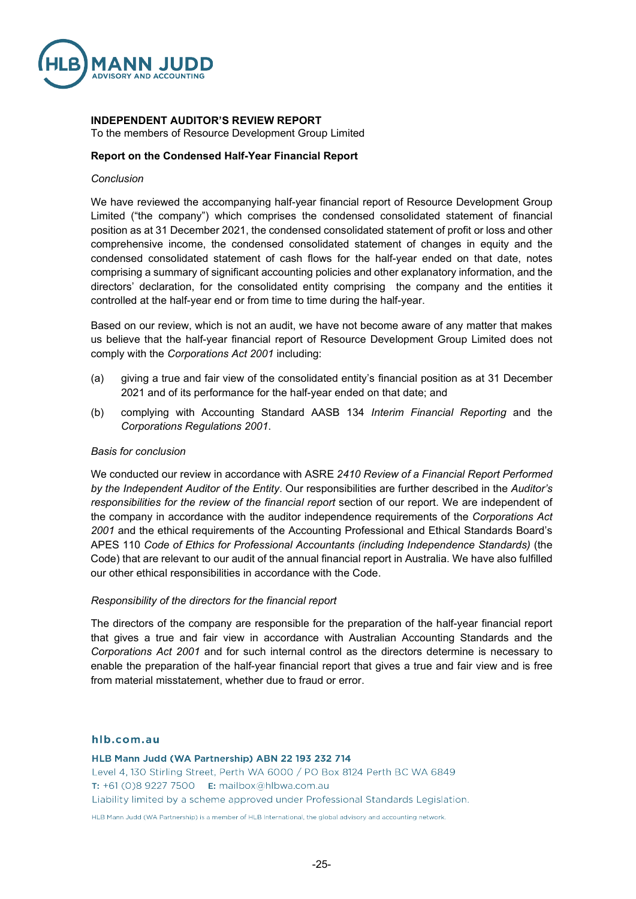**INDEPENDENT AUDITOR'S REVIEW REPORT**

To the members of Resource Development Group Limited

**Report on the Condensed Half-Year Financial Report**

*Conclusion*

We have reviewed the accompanying half-year financial report of Resource Development Group Limited ("the company") which comprises the condensed consolidated statement of financial position as at 31 December 2021, the condensed consolidated statement of profit or loss and other comprehensive income, the condensed consolidated statement of changes in equity and the condensed consolidated statement of cash flows for the half-year ended on that date, notes comprising a summary of significant accounting policies and other explanatory information, and the directors' declaration, for the consolidated entity comprising the company and the entities it controlled at the half-year end or from time to time during the half-year.

Based on our review, which is not an audit, we have not become aware of any matter that makes us believe that the half-year financial report of Resource Development Group Limited does not comply with the *Corporations Act 2001* including:

(a) giving a true and fair view of the consolidated entity's financial position as at 31 December 2021 and of its performance for the half-year ended on that date; and

(b) complying with Accounting Standard AASB 134 *Interim Financial Reporting* and the *Corporations Regulations 2001*.

*Basis for conclusion*

We conducted our review in accordance with ASRE *2410 Review of a Financial Report Performed by the Independent Auditor of the Entity*. Our responsibilities are further described in the *Auditor's responsibilities for the review of the financial report* section of our report. We are independent of the company in accordance with the auditor independence requirements of the *Corporations Act 2001* and the ethical requirements of the Accounting Professional and Ethical Standards Board's APES 110 *Code of Ethics for Professional Accountants (including Independence Standards)* (the Code) that are relevant to our audit of the annual financial report in Australia. We have also fulfilled our other ethical responsibilities in accordance with the Code.

*Responsibility of the directors for the financial report*

The directors of the company are responsible for the preparation of the half-year financial report that gives a true and fair view in accordance with Australian Accounting Standards and the *Corporations Act 2001* and for such internal control as the directors determine is necessary to enable the preparation of the half-year financial report that gives a true and fair view and is free from material misstatement, whether due to fraud or error.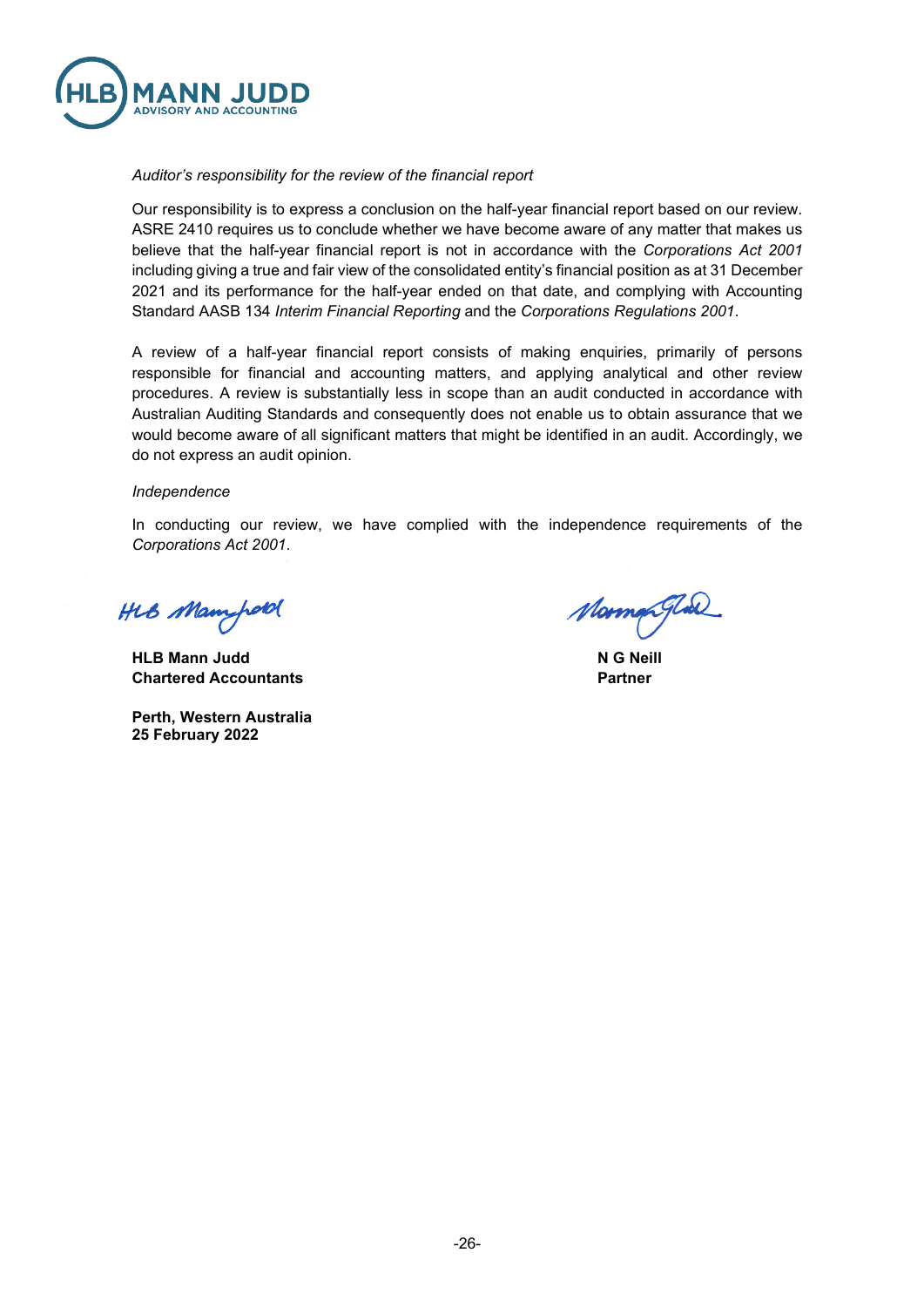*Auditor's responsibility for the review of the financial report*

Our responsibility is to express a conclusion on the half-year financial report based on our review. ASRE 2410 requires us to conclude whether we have become aware of any matter that makes us believe that the half-year financial report is not in accordance with the *Corporations Act 2001* including giving a true and fair view of the consolidated entity's financial position as at 31 December 2021 and its performance for the half-year ended on that date, and complying with Accounting Standard AASB 134 *Interim Financial Reporting* and the *Corporations Regulations 2001*.

A review of a half-year financial report consists of making enquiries, primarily of persons responsible for financial and accounting matters, and applying analytical and other review procedures. A review is substantially less in scope than an audit conducted in accordance with Australian Auditing Standards and consequently does not enable us to obtain assurance that we would become aware of all significant matters that might be identified in an audit. Accordingly, we do not express an audit opinion.

*Independence*

In conducting our review, we have complied with the independence requirements of the *Corporations Act 2001*.

**HLB Mann Judd**
**Chartered Accountants**

**Perth, Western Australia**
**25 February 2022**

**N G Neill**
**Partner**